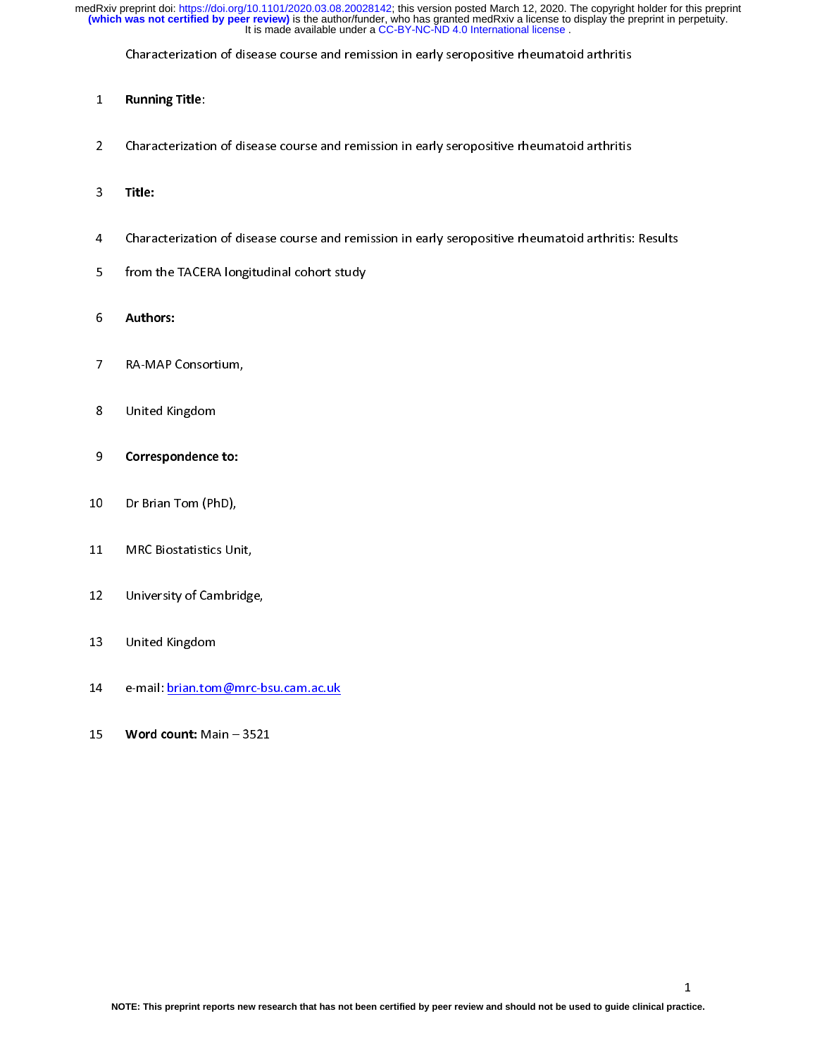**Running Title**:

Characterization of disease course and remission in early seropositive rheumatoid arthritis

**Title:**

Characterization of disease course and remission in early seropositive rheumatoid arthritis: Results from the TACERA longitudinal cohort study

**Authors:**

RA-MAP Consortium,

United Kingdom

**Correspondence to:**

Dr Brian Tom (PhD),

MRC Biostatistics Unit,

University of Cambridge,

United Kingdom

e-mail: brian.tom@mrc-bsu.cam.ac.uk

**Word count:** Main – 3521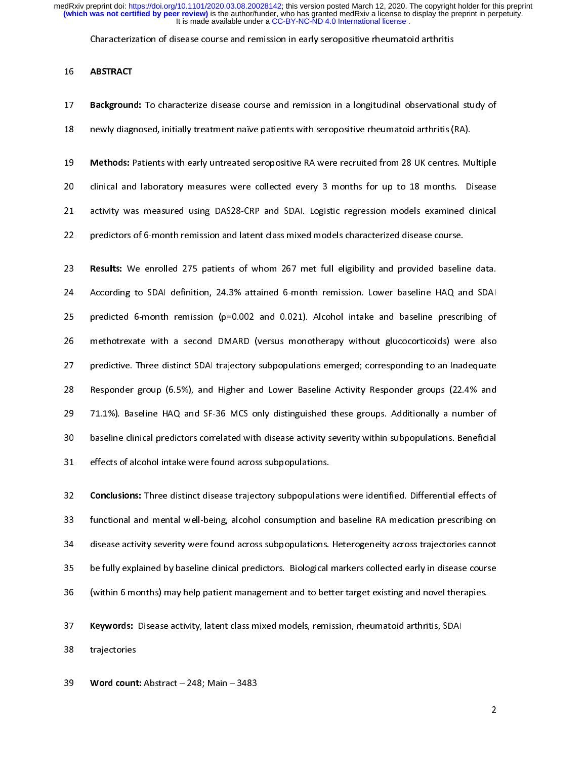Characterization of disease course and remission in early seropositive rheumatoid arthritis

## ABSTRACT

**Background:** To characterize disease course and remission in a longitudinal observational study of newly diagnosed, initially treatment naïve patients with seropositive rheumatoid arthritis (RA).

**Methods:** Patients with early untreated seropositive RA were recruited from 28 UK centres. Multiple clinical and laboratory measures were collected every 3 months for up to 18 months. Disease activity was measured using DAS28-CRP and SDAI. Logistic regression models examined clinical predictors of 6-month remission and latent class mixed models characterized disease course.

**Results:** We enrolled 275 patients of whom 267 met full eligibility and provided baseline data. According to SDAI definition, 24.3% attained 6-month remission. Lower baseline HAQ and SDAI predicted 6-month remission (p=0.002 and 0.021). Alcohol intake and baseline prescribing of methotrexate with a second DMARD (versus monotherapy without glucocorticoids) were also predictive. Three distinct SDAI trajectory subpopulations emerged; corresponding to an Inadequate Responder group (6.5%), and Higher and Lower Baseline Activity Responder groups (22.4% and 71.1%). Baseline HAQ and SF-36 MCS only distinguished these groups. Additionally a number of baseline clinical predictors correlated with disease activity severity within subpopulations. Beneficial effects of alcohol intake were found across subpopulations.

**Conclusions:** Three distinct disease trajectory subpopulations were identified. Differential effects of functional and mental well-being, alcohol consumption and baseline RA medication prescribing on disease activity severity were found across subpopulations. Heterogeneity across trajectories cannot be fully explained by baseline clinical predictors. Biological markers collected early in disease course (within 6 months) may help patient management and to better target existing and novel therapies.

**Keywords:** Disease activity, latent class mixed models, remission, rheumatoid arthritis, SDAI trajectories

**Word count:** Abstract – 248; Main – 3483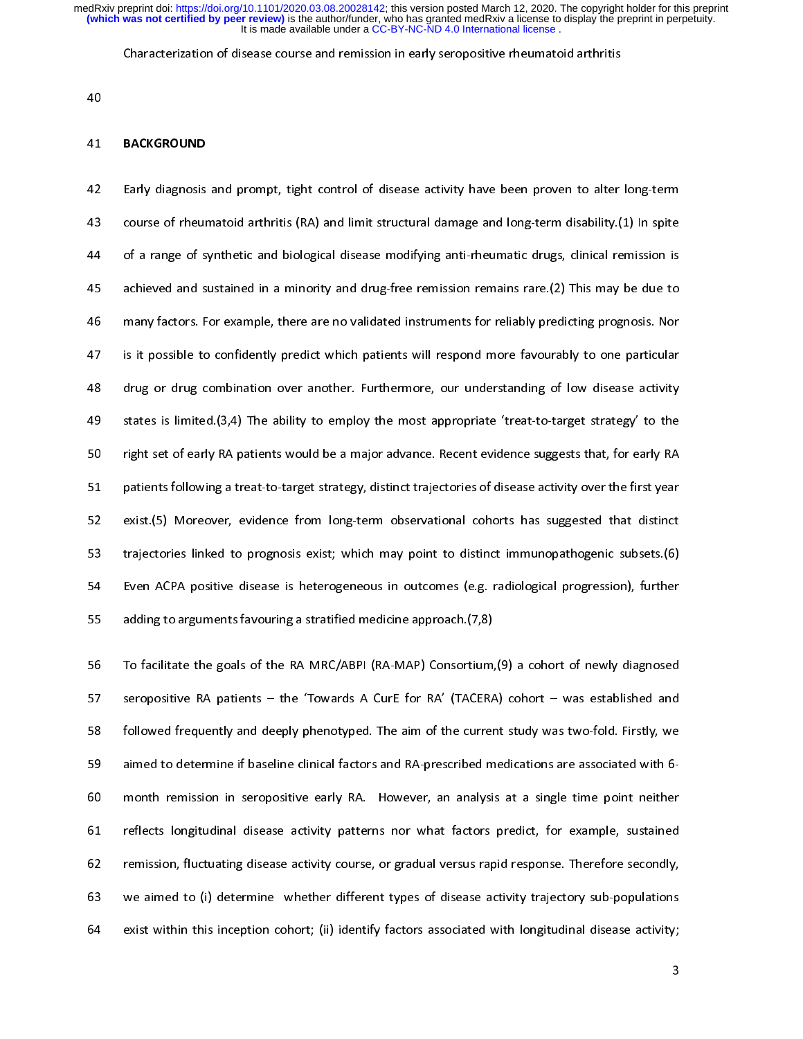## BACKGROUND

Early diagnosis and prompt, tight control of disease activity have been proven to alter long-term course of rheumatoid arthritis (RA) and limit structural damage and long-term disability.(1) In spite of a range of synthetic and biological disease modifying anti-rheumatic drugs, clinical remission is achieved and sustained in a minority and drug-free remission remains rare.(2) This may be due to many factors. For example, there are no validated instruments for reliably predicting prognosis. Nor is it possible to confidently predict which patients will respond more favourably to one particular drug or drug combination over another. Furthermore, our understanding of low disease activity states is limited.(3,4) The ability to employ the most appropriate 'treat-to-target strategy' to the right set of early RA patients would be a major advance. Recent evidence suggests that, for early RA patients following a treat-to-target strategy, distinct trajectories of disease activity over the first year exist.(5) Moreover, evidence from long-term observational cohorts has suggested that distinct trajectories linked to prognosis exist; which may point to distinct immunopathogenic subsets.(6) Even ACPA positive disease is heterogeneous in outcomes (e.g. radiological progression), further adding to arguments favouring a stratified medicine approach.(7,8)

To facilitate the goals of the RA MRC/ABPI (RA-MAP) Consortium,(9) a cohort of newly diagnosed seropositive RA patients – the 'Towards A CurE for RA' (TACERA) cohort – was established and followed frequently and deeply phenotyped. The aim of the current study was two-fold. Firstly, we aimed to determine if baseline clinical factors and RA-prescribed medications are associated with 6-month remission in seropositive early RA. However, an analysis at a single time point neither reflects longitudinal disease activity patterns nor what factors predict, for example, sustained remission, fluctuating disease activity course, or gradual versus rapid response. Therefore secondly, we aimed to (i) determine whether different types of disease activity trajectory sub-populations exist within this inception cohort; (ii) identify factors associated with longitudinal disease activity;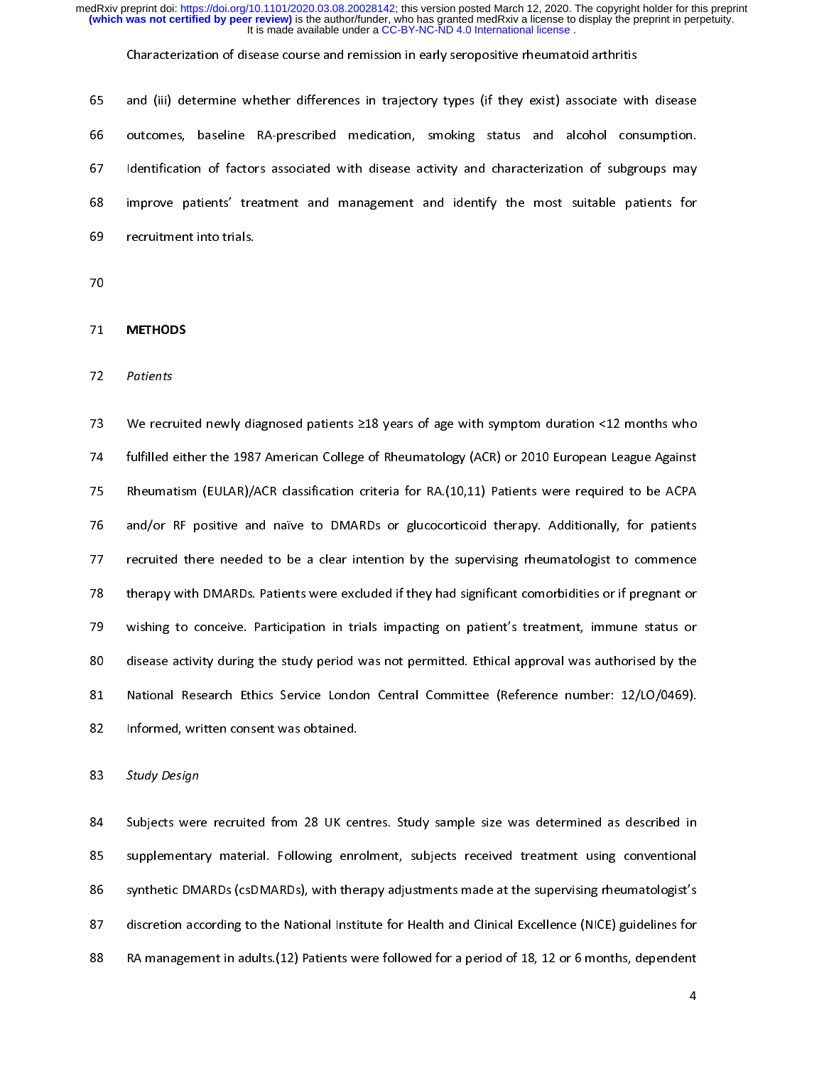and (iii) determine whether differences in trajectory types (if they exist) associate with disease outcomes, baseline RA-prescribed medication, smoking status and alcohol consumption. Identification of factors associated with disease activity and characterization of subgroups may improve patients' treatment and management and identify the most suitable patients for recruitment into trials.

## METHODS

### *Patients*

We recruited newly diagnosed patients ≥18 years of age with symptom duration <12 months who fulfilled either the 1987 American College of Rheumatology (ACR) or 2010 European League Against Rheumatism (EULAR)/ACR classification criteria for RA.(10,11) Patients were required to be ACPA and/or RF positive and naïve to DMARDs or glucocorticoid therapy. Additionally, for patients recruited there needed to be a clear intention by the supervising rheumatologist to commence therapy with DMARDs. Patients were excluded if they had significant comorbidities or if pregnant or wishing to conceive. Participation in trials impacting on patient's treatment, immune status or disease activity during the study period was not permitted. Ethical approval was authorised by the National Research Ethics Service London Central Committee (Reference number: 12/LO/0469). Informed, written consent was obtained.

### *Study Design*

Subjects were recruited from 28 UK centres. Study sample size was determined as described in supplementary material. Following enrolment, subjects received treatment using conventional synthetic DMARDs (csDMARDs), with therapy adjustments made at the supervising rheumatologist's discretion according to the National Institute for Health and Clinical Excellence (NICE) guidelines for RA management in adults.(12) Patients were followed for a period of 18, 12 or 6 months, dependent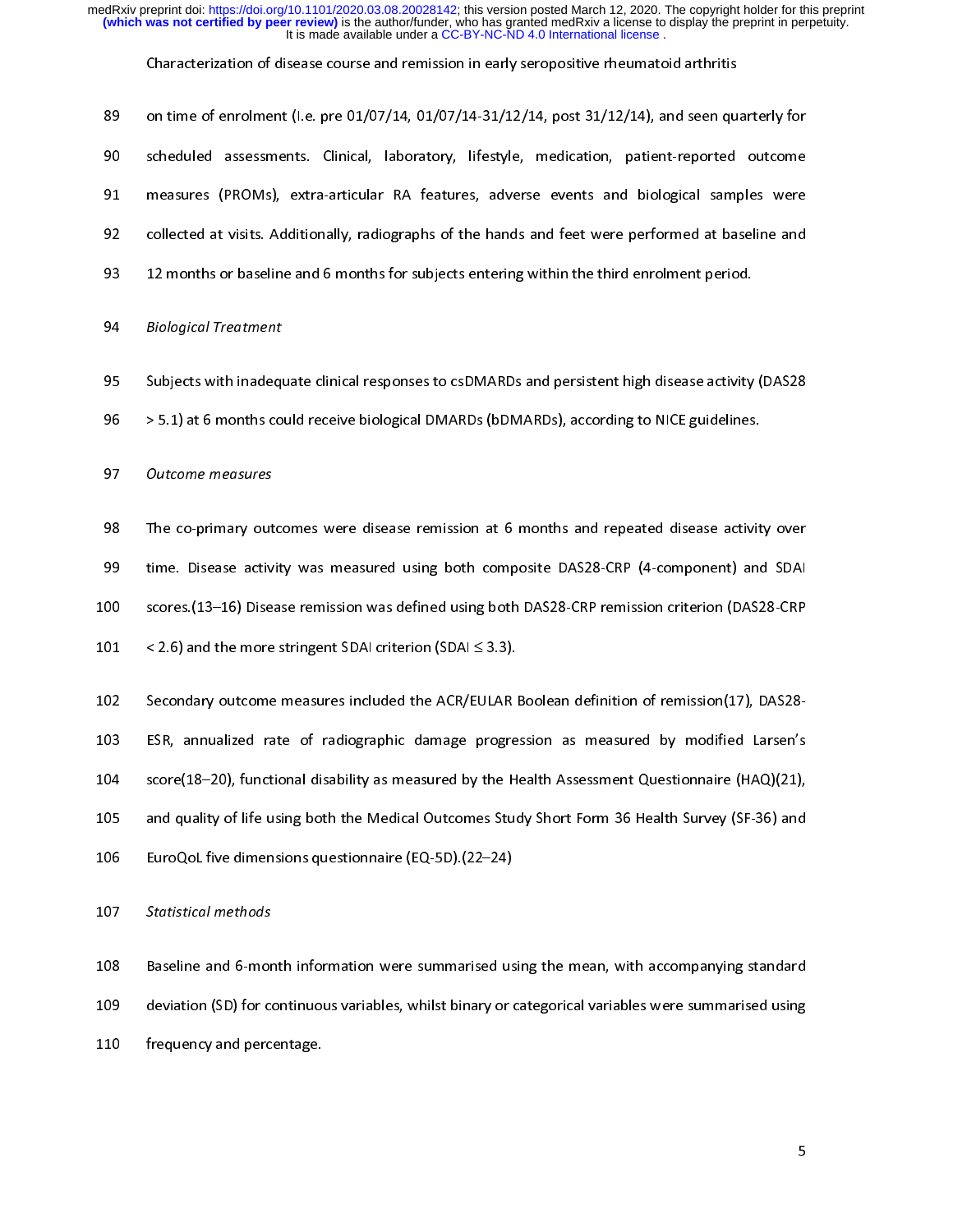on time of enrolment (I.e. pre 01/07/14, 01/07/14-31/12/14, post 31/12/14), and seen quarterly for scheduled assessments. Clinical, laboratory, lifestyle, medication, patient-reported outcome measures (PROMs), extra-articular RA features, adverse events and biological samples were collected at visits. Additionally, radiographs of the hands and feet were performed at baseline and 12 months or baseline and 6 months for subjects entering within the third enrolment period.

*Biological Treatment*

Subjects with inadequate clinical responses to csDMARDs and persistent high disease activity (DAS28 > 5.1) at 6 months could receive biological DMARDs (bDMARDs), according to NICE guidelines.

*Outcome measures*

The co-primary outcomes were disease remission at 6 months and repeated disease activity over time. Disease activity was measured using both composite DAS28-CRP (4-component) and SDAI scores.(13–16) Disease remission was defined using both DAS28-CRP remission criterion (DAS28-CRP < 2.6) and the more stringent SDAI criterion (SDAI ≤ 3.3).

Secondary outcome measures included the ACR/EULAR Boolean definition of remission(17), DAS28-ESR, annualized rate of radiographic damage progression as measured by modified Larsen's score(18–20), functional disability as measured by the Health Assessment Questionnaire (HAQ)(21), and quality of life using both the Medical Outcomes Study Short Form 36 Health Survey (SF-36) and EuroQoL five dimensions questionnaire (EQ-5D).(22–24)

*Statistical methods*

Baseline and 6-month information were summarised using the mean, with accompanying standard deviation (SD) for continuous variables, whilst binary or categorical variables were summarised using frequency and percentage.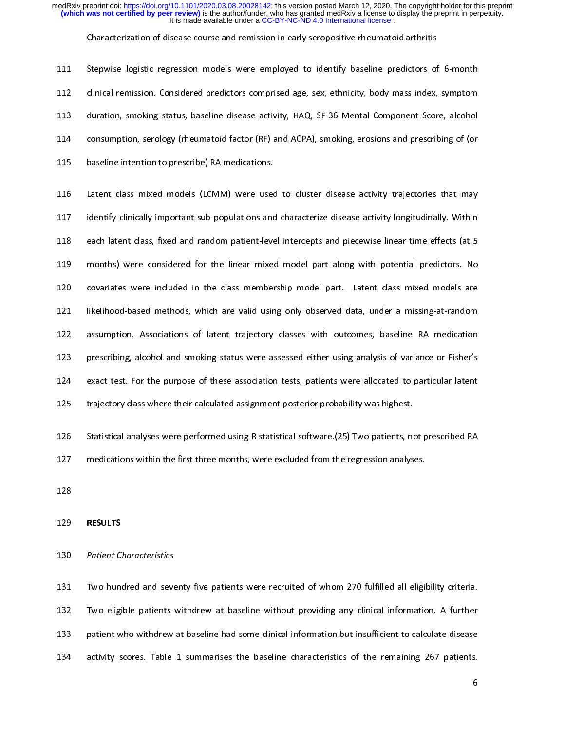Stepwise logistic regression models were employed to identify baseline predictors of 6-month clinical remission. Considered predictors comprised age, sex, ethnicity, body mass index, symptom duration, smoking status, baseline disease activity, HAQ, SF-36 Mental Component Score, alcohol consumption, serology (rheumatoid factor (RF) and ACPA), smoking, erosions and prescribing of (or baseline intention to prescribe) RA medications.

Latent class mixed models (LCMM) were used to cluster disease activity trajectories that may identify clinically important sub-populations and characterize disease activity longitudinally. Within each latent class, fixed and random patient-level intercepts and piecewise linear time effects (at 5 months) were considered for the linear mixed model part along with potential predictors. No covariates were included in the class membership model part. Latent class mixed models are likelihood-based methods, which are valid using only observed data, under a missing-at-random assumption. Associations of latent trajectory classes with outcomes, baseline RA medication prescribing, alcohol and smoking status were assessed either using analysis of variance or Fisher's exact test. For the purpose of these association tests, patients were allocated to particular latent trajectory class where their calculated assignment posterior probability was highest.

Statistical analyses were performed using R statistical software.(25) Two patients, not prescribed RA medications within the first three months, were excluded from the regression analyses.

## RESULTS

### *Patient Characteristics*

Two hundred and seventy five patients were recruited of whom 270 fulfilled all eligibility criteria. Two eligible patients withdrew at baseline without providing any clinical information. A further patient who withdrew at baseline had some clinical information but insufficient to calculate disease activity scores. Table 1 summarises the baseline characteristics of the remaining 267 patients.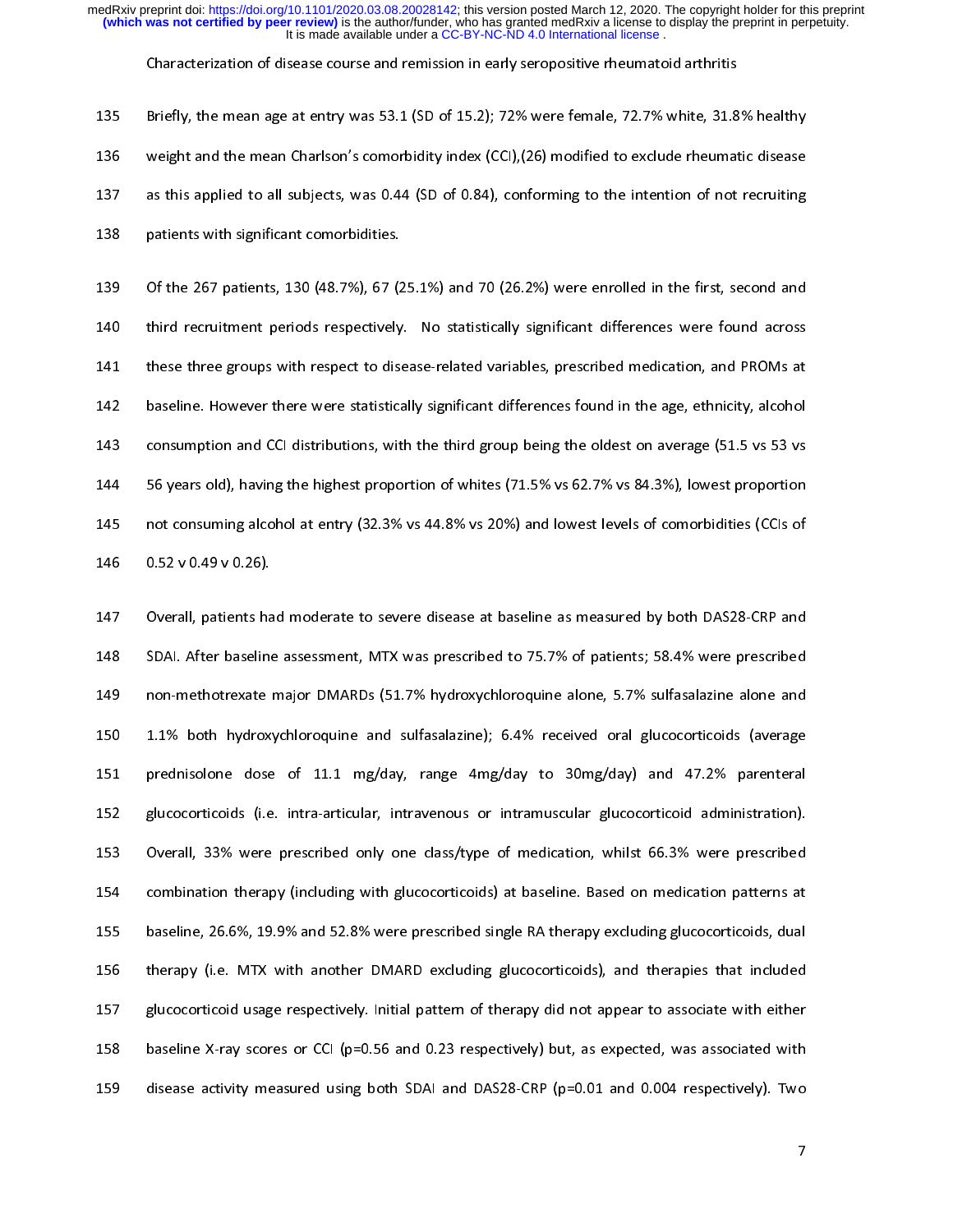Briefly, the mean age at entry was 53.1 (SD of 15.2); 72% were female, 72.7% white, 31.8% healthy weight and the mean Charlson's comorbidity index (CCI),(26) modified to exclude rheumatic disease as this applied to all subjects, was 0.44 (SD of 0.84), conforming to the intention of not recruiting patients with significant comorbidities.

Of the 267 patients, 130 (48.7%), 67 (25.1%) and 70 (26.2%) were enrolled in the first, second and third recruitment periods respectively. No statistically significant differences were found across these three groups with respect to disease-related variables, prescribed medication, and PROMs at baseline. However there were statistically significant differences found in the age, ethnicity, alcohol consumption and CCI distributions, with the third group being the oldest on average (51.5 vs 53 vs 56 years old), having the highest proportion of whites (71.5% vs 62.7% vs 84.3%), lowest proportion not consuming alcohol at entry (32.3% vs 44.8% vs 20%) and lowest levels of comorbidities (CCIs of 0.52 v 0.49 v 0.26).

Overall, patients had moderate to severe disease at baseline as measured by both DAS28-CRP and SDAI. After baseline assessment, MTX was prescribed to 75.7% of patients; 58.4% were prescribed non-methotrexate major DMARDs (51.7% hydroxychloroquine alone, 5.7% sulfasalazine alone and 1.1% both hydroxychloroquine and sulfasalazine); 6.4% received oral glucocorticoids (average prednisolone dose of 11.1 mg/day, range 4mg/day to 30mg/day) and 47.2% parenteral glucocorticoids (i.e. intra-articular, intravenous or intramuscular glucocorticoid administration). Overall, 33% were prescribed only one class/type of medication, whilst 66.3% were prescribed combination therapy (including with glucocorticoids) at baseline. Based on medication patterns at baseline, 26.6%, 19.9% and 52.8% were prescribed single RA therapy excluding glucocorticoids, dual therapy (i.e. MTX with another DMARD excluding glucocorticoids), and therapies that included glucocorticoid usage respectively. Initial pattern of therapy did not appear to associate with either baseline X-ray scores or CCI ($p=0.56$ and $0.23$ respectively) but, as expected, was associated with disease activity measured using both SDAI and DAS28-CRP ($p=0.01$ and $0.004$ respectively). Two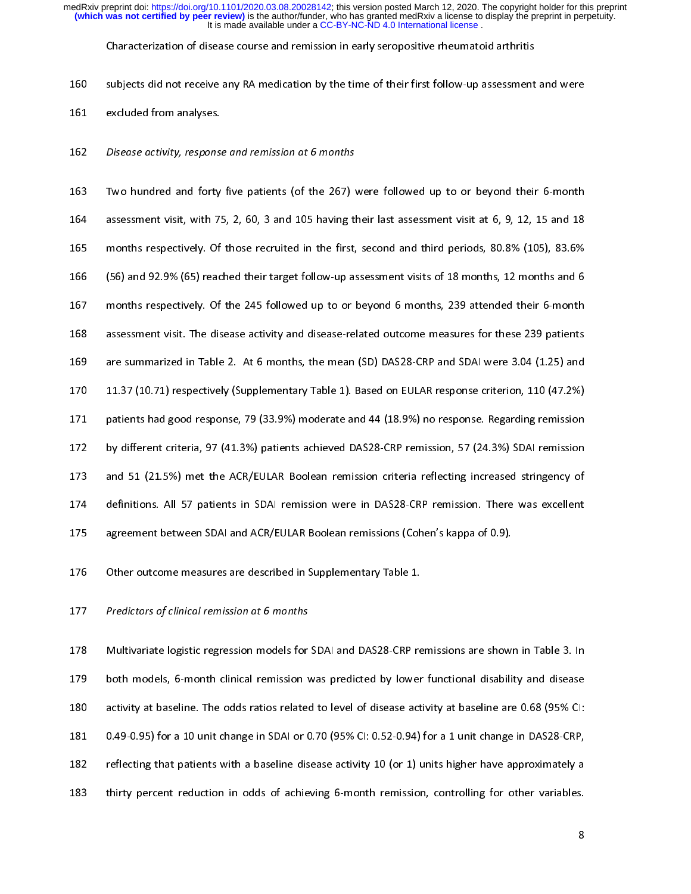subjects did not receive any RA medication by the time of their first follow-up assessment and were excluded from analyses.

*Disease activity, response and remission at 6 months*

Two hundred and forty five patients (of the 267) were followed up to or beyond their 6-month assessment visit, with 75, 2, 60, 3 and 105 having their last assessment visit at 6, 9, 12, 15 and 18 months respectively. Of those recruited in the first, second and third periods, 80.8% (105), 83.6% (56) and 92.9% (65) reached their target follow-up assessment visits of 18 months, 12 months and 6 months respectively. Of the 245 followed up to or beyond 6 months, 239 attended their 6-month assessment visit. The disease activity and disease-related outcome measures for these 239 patients are summarized in Table 2. At 6 months, the mean (SD) DAS28-CRP and SDAI were 3.04 (1.25) and 11.37 (10.71) respectively (Supplementary Table 1). Based on EULAR response criterion, 110 (47.2%) patients had good response, 79 (33.9%) moderate and 44 (18.9%) no response. Regarding remission by different criteria, 97 (41.3%) patients achieved DAS28-CRP remission, 57 (24.3%) SDAI remission and 51 (21.5%) met the ACR/EULAR Boolean remission criteria reflecting increased stringency of definitions. All 57 patients in SDAI remission were in DAS28-CRP remission. There was excellent agreement between SDAI and ACR/EULAR Boolean remissions (Cohen's kappa of 0.9).

Other outcome measures are described in Supplementary Table 1.

*Predictors of clinical remission at 6 months*

Multivariate logistic regression models for SDAI and DAS28-CRP remissions are shown in Table 3. In both models, 6-month clinical remission was predicted by lower functional disability and disease activity at baseline. The odds ratios related to level of disease activity at baseline are 0.68 (95% CI: 0.49-0.95) for a 10 unit change in SDAI or 0.70 (95% CI: 0.52-0.94) for a 1 unit change in DAS28-CRP, reflecting that patients with a baseline disease activity 10 (or 1) units higher have approximately a thirty percent reduction in odds of achieving 6-month remission, controlling for other variables.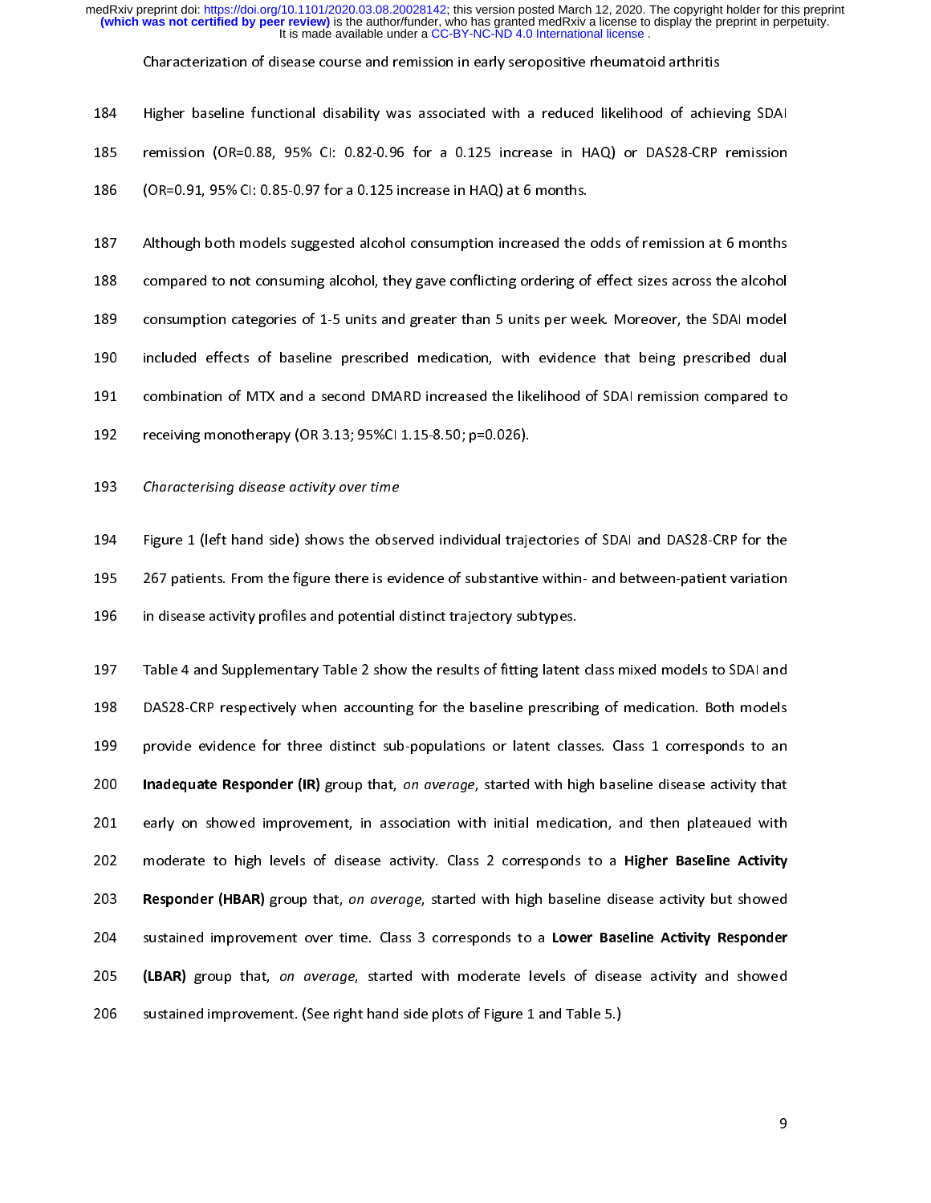Higher baseline functional disability was associated with a reduced likelihood of achieving SDAI remission (OR=0.88, 95% CI: 0.82-0.96 for a 0.125 increase in HAQ) or DAS28-CRP remission (OR=0.91, 95% CI: 0.85-0.97 for a 0.125 increase in HAQ) at 6 months.

Although both models suggested alcohol consumption increased the odds of remission at 6 months compared to not consuming alcohol, they gave conflicting ordering of effect sizes across the alcohol consumption categories of 1-5 units and greater than 5 units per week. Moreover, the SDAI model included effects of baseline prescribed medication, with evidence that being prescribed dual combination of MTX and a second DMARD increased the likelihood of SDAI remission compared to receiving monotherapy (OR 3.13; 95%CI 1.15-8.50; p=0.026).

### *Characterising disease activity over time*

Figure 1 (left hand side) shows the observed individual trajectories of SDAI and DAS28-CRP for the 267 patients. From the figure there is evidence of substantive within- and between-patient variation in disease activity profiles and potential distinct trajectory subtypes.

Table 4 and Supplementary Table 2 show the results of fitting latent class mixed models to SDAI and DAS28-CRP respectively when accounting for the baseline prescribing of medication. Both models provide evidence for three distinct sub-populations or latent classes. Class 1 corresponds to an **Inadequate Responder (IR)** group that, *on average*, started with high baseline disease activity that early on showed improvement, in association with initial medication, and then plateaued with moderate to high levels of disease activity. Class 2 corresponds to a **Higher Baseline Activity Responder (HBAR)** group that, *on average*, started with high baseline disease activity but showed sustained improvement over time. Class 3 corresponds to a **Lower Baseline Activity Responder (LBAR)** group that, *on average*, started with moderate levels of disease activity and showed sustained improvement. (See right hand side plots of Figure 1 and Table 5.)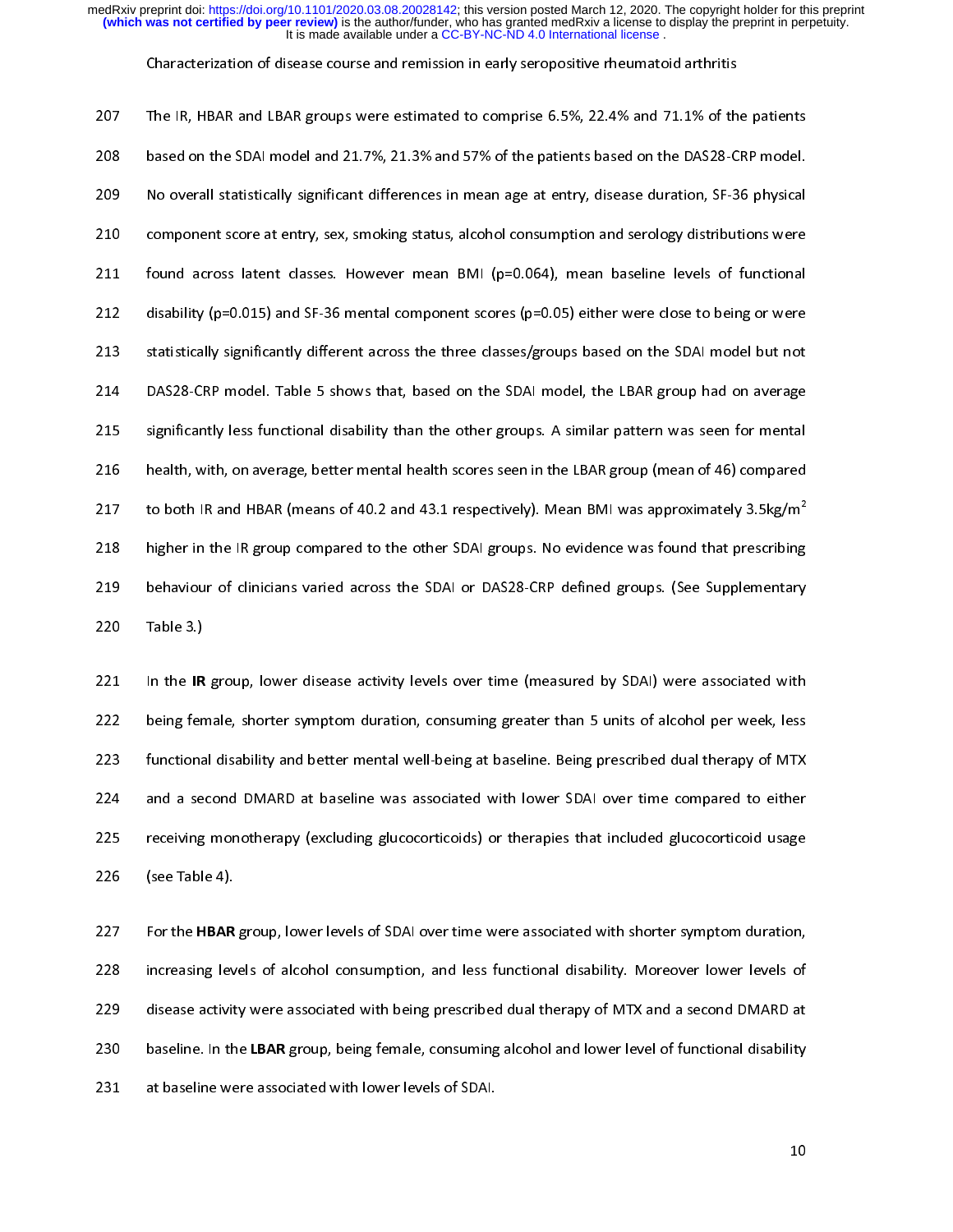The IR, HBAR and LBAR groups were estimated to comprise 6.5%, 22.4% and 71.1% of the patients based on the SDAI model and 21.7%, 21.3% and 57% of the patients based on the DAS28-CRP model. No overall statistically significant differences in mean age at entry, disease duration, SF-36 physical component score at entry, sex, smoking status, alcohol consumption and serology distributions were found across latent classes. However mean BMI (p=0.064), mean baseline levels of functional disability (p=0.015) and SF-36 mental component scores (p=0.05) either were close to being or were statistically significantly different across the three classes/groups based on the SDAI model but not DAS28-CRP model. Table 5 shows that, based on the SDAI model, the LBAR group had on average significantly less functional disability than the other groups. A similar pattern was seen for mental health, with, on average, better mental health scores seen in the LBAR group (mean of 46) compared to both IR and HBAR (means of 40.2 and 43.1 respectively). Mean BMI was approximately 3.5kg/m$^2$ higher in the IR group compared to the other SDAI groups. No evidence was found that prescribing behaviour of clinicians varied across the SDAI or DAS28-CRP defined groups. (See Supplementary Table 3.)

In the **IR** group, lower disease activity levels over time (measured by SDAI) were associated with being female, shorter symptom duration, consuming greater than 5 units of alcohol per week, less functional disability and better mental well-being at baseline. Being prescribed dual therapy of MTX and a second DMARD at baseline was associated with lower SDAI over time compared to either receiving monotherapy (excluding glucocorticoids) or therapies that included glucocorticoid usage (see Table 4).

For the **HBAR** group, lower levels of SDAI over time were associated with shorter symptom duration, increasing levels of alcohol consumption, and less functional disability. Moreover lower levels of disease activity were associated with being prescribed dual therapy of MTX and a second DMARD at baseline. In the **LBAR** group, being female, consuming alcohol and lower level of functional disability at baseline were associated with lower levels of SDAI.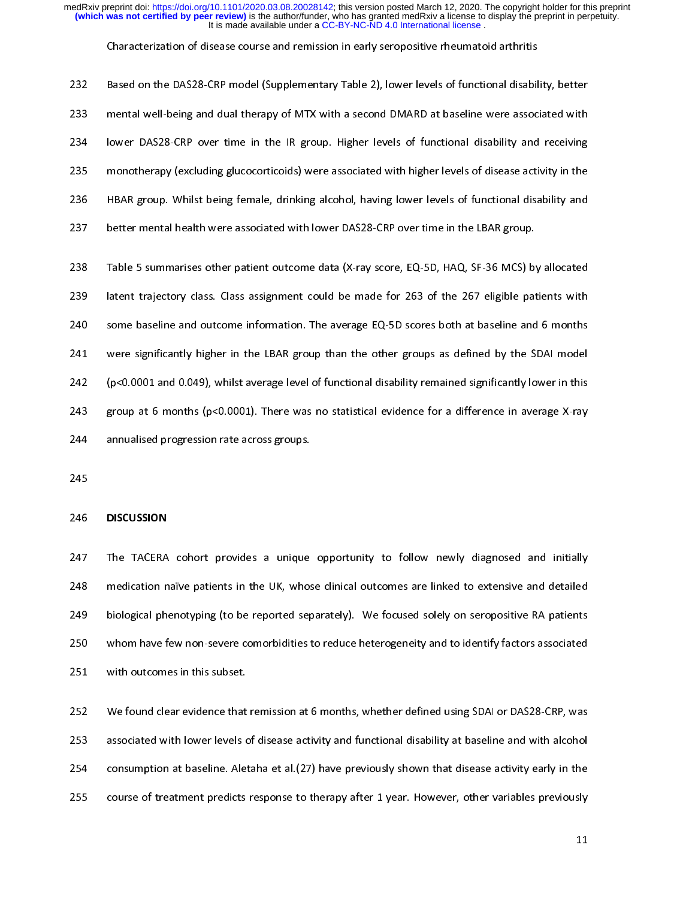Based on the DAS28-CRP model (Supplementary Table 2), lower levels of functional disability, better mental well-being and dual therapy of MTX with a second DMARD at baseline were associated with lower DAS28-CRP over time in the IR group. Higher levels of functional disability and receiving monotherapy (excluding glucocorticoids) were associated with higher levels of disease activity in the HBAR group. Whilst being female, drinking alcohol, having lower levels of functional disability and better mental health were associated with lower DAS28-CRP over time in the LBAR group.

Table 5 summarises other patient outcome data (X-ray score, EQ-5D, HAQ, SF-36 MCS) by allocated latent trajectory class. Class assignment could be made for 263 of the 267 eligible patients with some baseline and outcome information. The average EQ-5D scores both at baseline and 6 months were significantly higher in the LBAR group than the other groups as defined by the SDAI model ($p<0.0001$ and 0.049), whilst average level of functional disability remained significantly lower in this group at 6 months ($p<0.0001$). There was no statistical evidence for a difference in average X-ray annualised progression rate across groups.

## DISCUSSION

The TACERA cohort provides a unique opportunity to follow newly diagnosed and initially medication naïve patients in the UK, whose clinical outcomes are linked to extensive and detailed biological phenotyping (to be reported separately). We focused solely on seropositive RA patients whom have few non-severe comorbidities to reduce heterogeneity and to identify factors associated with outcomes in this subset.

We found clear evidence that remission at 6 months, whether defined using SDAI or DAS28-CRP, was associated with lower levels of disease activity and functional disability at baseline and with alcohol consumption at baseline. Aletaha et al.(27) have previously shown that disease activity early in the course of treatment predicts response to therapy after 1 year. However, other variables previously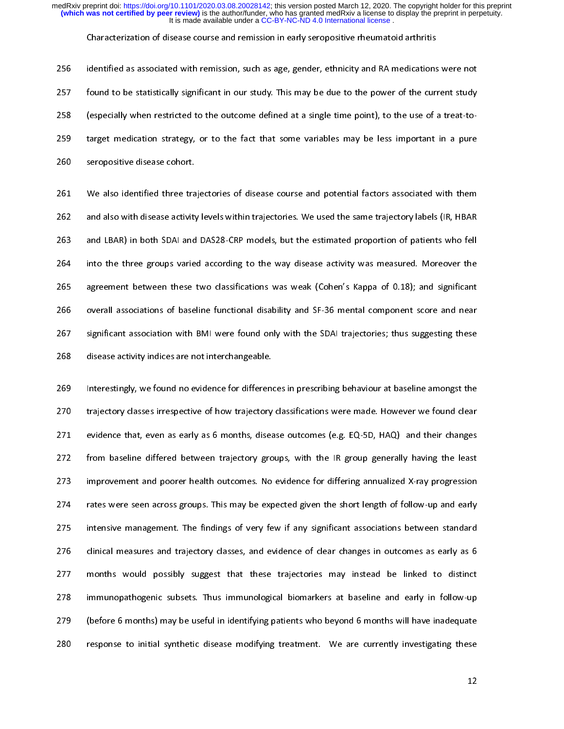identified as associated with remission, such as age, gender, ethnicity and RA medications were not found to be statistically significant in our study. This may be due to the power of the current study (especially when restricted to the outcome defined at a single time point), to the use of a treat-to-target medication strategy, or to the fact that some variables may be less important in a pure seropositive disease cohort.

We also identified three trajectories of disease course and potential factors associated with them and also with disease activity levels within trajectories. We used the same trajectory labels (IR, HBAR and LBAR) in both SDAI and DAS28-CRP models, but the estimated proportion of patients who fell into the three groups varied according to the way disease activity was measured. Moreover the agreement between these two classifications was weak (Cohen's Kappa of 0.18); and significant overall associations of baseline functional disability and SF-36 mental component score and near significant association with BMI were found only with the SDAI trajectories; thus suggesting these disease activity indices are not interchangeable.

Interestingly, we found no evidence for differences in prescribing behaviour at baseline amongst the trajectory classes irrespective of how trajectory classifications were made. However we found clear evidence that, even as early as 6 months, disease outcomes (e.g. EQ-5D, HAQ) and their changes from baseline differed between trajectory groups, with the IR group generally having the least improvement and poorer health outcomes. No evidence for differing annualized X-ray progression rates were seen across groups. This may be expected given the short length of follow-up and early intensive management. The findings of very few if any significant associations between standard clinical measures and trajectory classes, and evidence of clear changes in outcomes as early as 6 months would possibly suggest that these trajectories may instead be linked to distinct immunopathogenic subsets. Thus immunological biomarkers at baseline and early in follow-up (before 6 months) may be useful in identifying patients who beyond 6 months will have inadequate response to initial synthetic disease modifying treatment. We are currently investigating these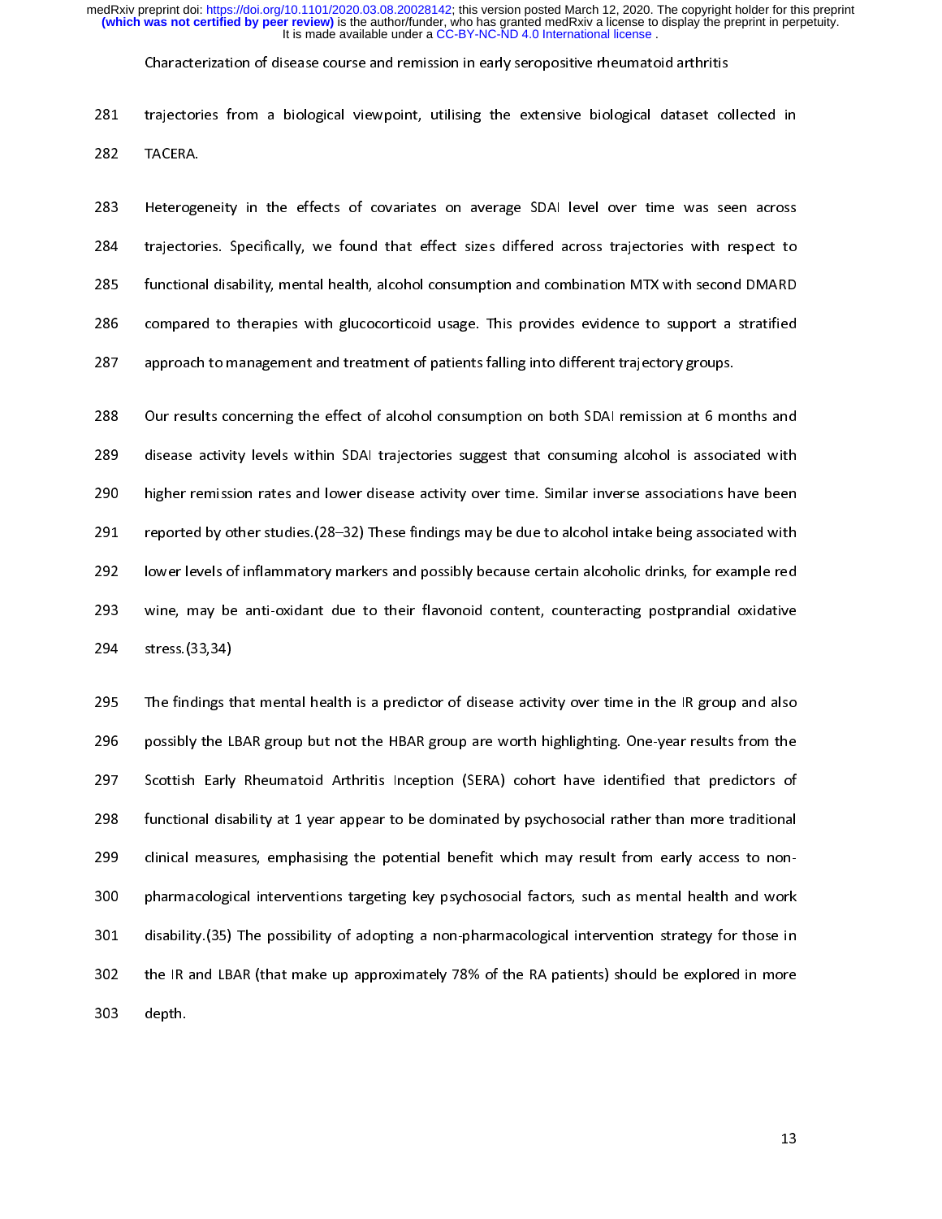trajectories from a biological viewpoint, utilising the extensive biological dataset collected in TACERA.

Heterogeneity in the effects of covariates on average SDAI level over time was seen across trajectories. Specifically, we found that effect sizes differed across trajectories with respect to functional disability, mental health, alcohol consumption and combination MTX with second DMARD compared to therapies with glucocorticoid usage. This provides evidence to support a stratified approach to management and treatment of patients falling into different trajectory groups.

Our results concerning the effect of alcohol consumption on both SDAI remission at 6 months and disease activity levels within SDAI trajectories suggest that consuming alcohol is associated with higher remission rates and lower disease activity over time. Similar inverse associations have been reported by other studies.(28–32) These findings may be due to alcohol intake being associated with lower levels of inflammatory markers and possibly because certain alcoholic drinks, for example red wine, may be anti-oxidant due to their flavonoid content, counteracting postprandial oxidative stress.(33,34)

The findings that mental health is a predictor of disease activity over time in the IR group and also possibly the LBAR group but not the HBAR group are worth highlighting. One-year results from the Scottish Early Rheumatoid Arthritis Inception (SERA) cohort have identified that predictors of functional disability at 1 year appear to be dominated by psychosocial rather than more traditional clinical measures, emphasising the potential benefit which may result from early access to non-pharmacological interventions targeting key psychosocial factors, such as mental health and work disability.(35) The possibility of adopting a non-pharmacological intervention strategy for those in the IR and LBAR (that make up approximately 78% of the RA patients) should be explored in more depth.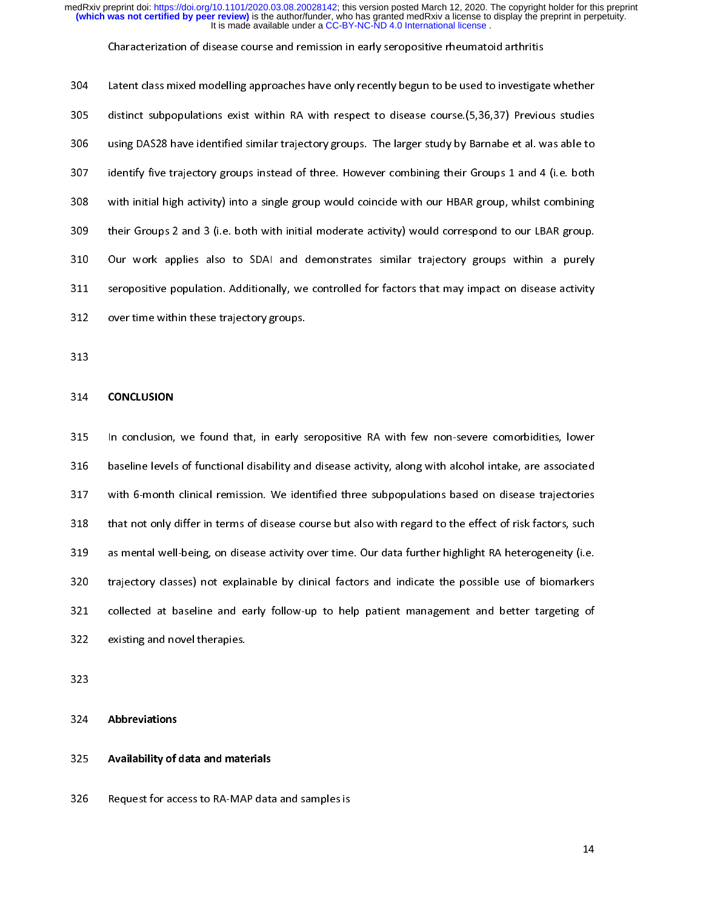Latent class mixed modelling approaches have only recently begun to be used to investigate whether distinct subpopulations exist within RA with respect to disease course.(5,36,37) Previous studies using DAS28 have identified similar trajectory groups. The larger study by Barnabe et al. was able to identify five trajectory groups instead of three. However combining their Groups 1 and 4 (i.e. both with initial high activity) into a single group would coincide with our HBAR group, whilst combining their Groups 2 and 3 (i.e. both with initial moderate activity) would correspond to our LBAR group. Our work applies also to SDAI and demonstrates similar trajectory groups within a purely seropositive population. Additionally, we controlled for factors that may impact on disease activity over time within these trajectory groups.

## CONCLUSION

In conclusion, we found that, in early seropositive RA with few non-severe comorbidities, lower baseline levels of functional disability and disease activity, along with alcohol intake, are associated with 6-month clinical remission. We identified three subpopulations based on disease trajectories that not only differ in terms of disease course but also with regard to the effect of risk factors, such as mental well-being, on disease activity over time. Our data further highlight RA heterogeneity (i.e. trajectory classes) not explainable by clinical factors and indicate the possible use of biomarkers collected at baseline and early follow-up to help patient management and better targeting of existing and novel therapies.

## Abbreviations

## Availability of data and materials

Request for access to RA-MAP data and samples is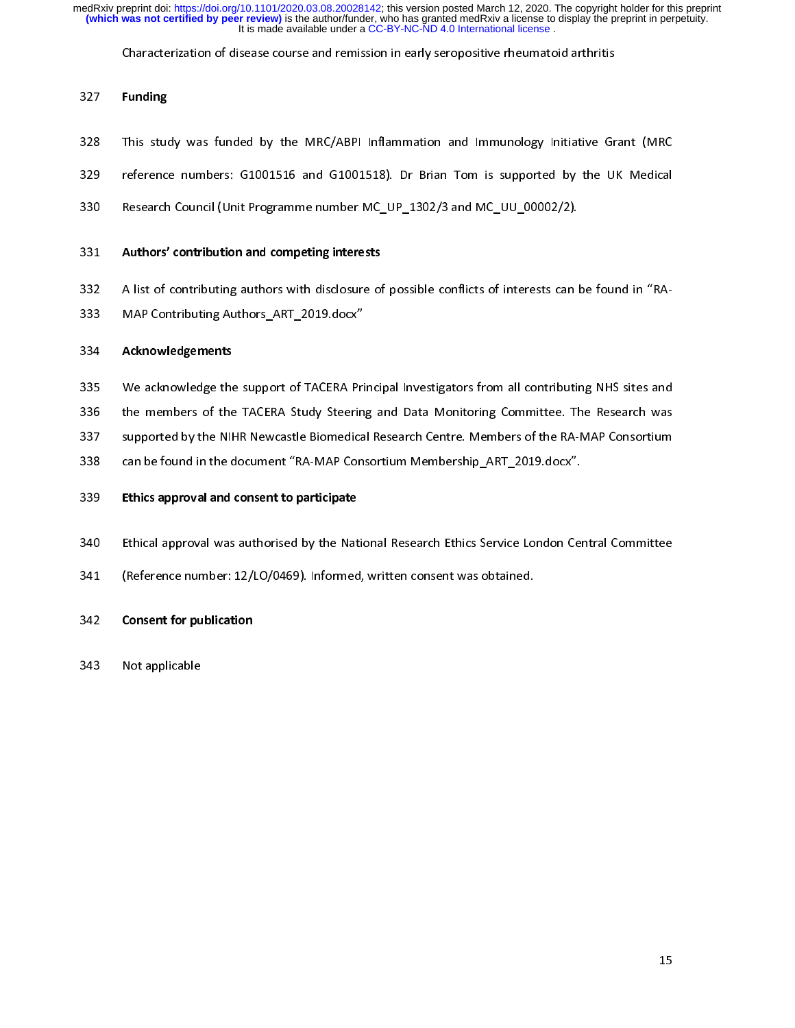## Funding

This study was funded by the MRC/ABPI Inflammation and Immunology Initiative Grant (MRC reference numbers: G1001516 and G1001518). Dr Brian Tom is supported by the UK Medical Research Council (Unit Programme number MC_UP_1302/3 and MC_UU_00002/2).

## Authors' contribution and competing interests

A list of contributing authors with disclosure of possible conflicts of interests can be found in "RA-MAP Contributing Authors_ART_2019.docx"

## Acknowledgements

We acknowledge the support of TACERA Principal Investigators from all contributing NHS sites and the members of the TACERA Study Steering and Data Monitoring Committee. The Research was supported by the NIHR Newcastle Biomedical Research Centre. Members of the RA-MAP Consortium can be found in the document "RA-MAP Consortium Membership_ART_2019.docx".

## Ethics approval and consent to participate

Ethical approval was authorised by the National Research Ethics Service London Central Committee (Reference number: 12/LO/0469). Informed, written consent was obtained.

## Consent for publication

Not applicable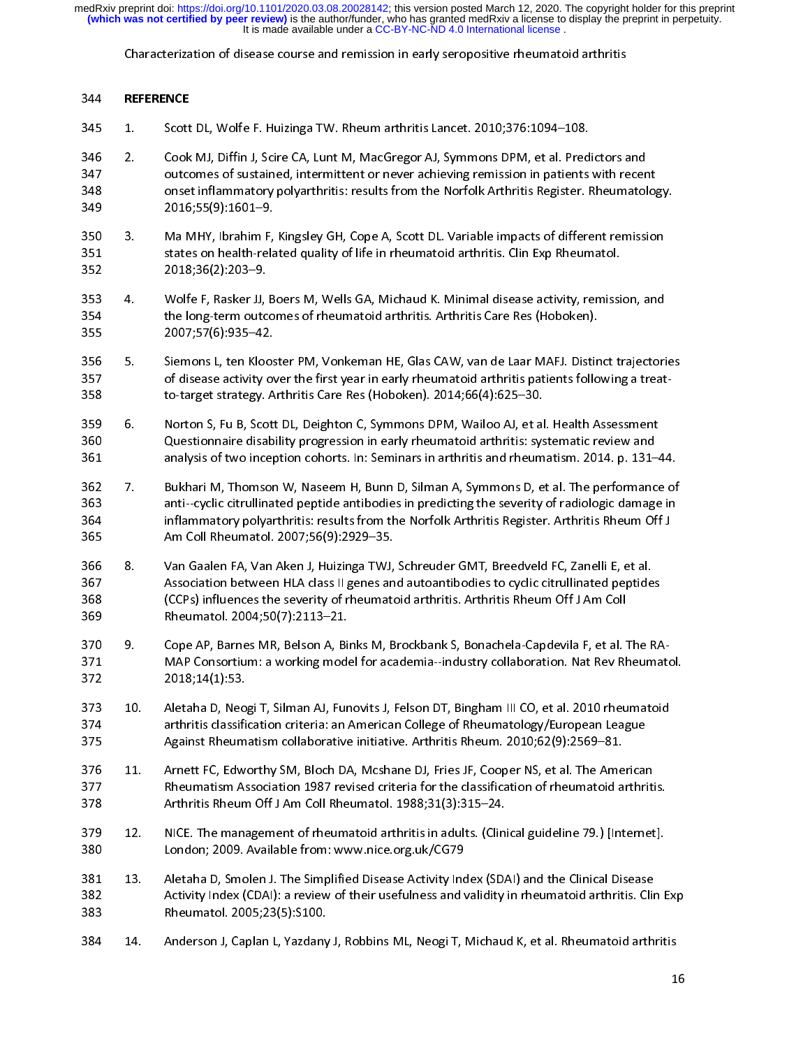## REFERENCE

1. Scott DL, Wolfe F. Huizinga TW. Rheum arthritis Lancet. 2010;376:1094–108.

2. Cook MJ, Diffin J, Scire CA, Lunt M, MacGregor AJ, Symmons DPM, et al. Predictors and outcomes of sustained, intermittent or never achieving remission in patients with recent onset inflammatory polyarthritis: results from the Norfolk Arthritis Register. Rheumatology. 2016;55(9):1601–9.

3. Ma MHY, Ibrahim F, Kingsley GH, Cope A, Scott DL. Variable impacts of different remission states on health-related quality of life in rheumatoid arthritis. Clin Exp Rheumatol. 2018;36(2):203–9.

4. Wolfe F, Rasker JJ, Boers M, Wells GA, Michaud K. Minimal disease activity, remission, and the long-term outcomes of rheumatoid arthritis. Arthritis Care Res (Hoboken). 2007;57(6):935–42.

5. Siemons L, ten Klooster PM, Vonkeman HE, Glas CAW, van de Laar MAFJ. Distinct trajectories of disease activity over the first year in early rheumatoid arthritis patients following a treat-to-target strategy. Arthritis Care Res (Hoboken). 2014;66(4):625–30.

6. Norton S, Fu B, Scott DL, Deighton C, Symmons DPM, Wailoo AJ, et al. Health Assessment Questionnaire disability progression in early rheumatoid arthritis: systematic review and analysis of two inception cohorts. In: Seminars in arthritis and rheumatism. 2014. p. 131–44.

7. Bukhari M, Thomson W, Naseem H, Bunn D, Silman A, Symmons D, et al. The performance of anti--cyclic citrullinated peptide antibodies in predicting the severity of radiologic damage in inflammatory polyarthritis: results from the Norfolk Arthritis Register. Arthritis Rheum Off J Am Coll Rheumatol. 2007;56(9):2929–35.

8. Van Gaalen FA, Van Aken J, Huizinga TWJ, Schreuder GMT, Breedveld FC, Zanelli E, et al. Association between HLA class II genes and autoantibodies to cyclic citrullinated peptides (CCPs) influences the severity of rheumatoid arthritis. Arthritis Rheum Off J Am Coll Rheumatol. 2004;50(7):2113–21.

9. Cope AP, Barnes MR, Belson A, Binks M, Brockbank S, Bonachela-Capdevila F, et al. The RA-MAP Consortium: a working model for academia--industry collaboration. Nat Rev Rheumatol. 2018;14(1):53.

10. Aletaha D, Neogi T, Silman AJ, Funovits J, Felson DT, Bingham III CO, et al. 2010 rheumatoid arthritis classification criteria: an American College of Rheumatology/European League Against Rheumatism collaborative initiative. Arthritis Rheum. 2010;62(9):2569–81.

11. Arnett FC, Edworthy SM, Bloch DA, Mcshane DJ, Fries JF, Cooper NS, et al. The American Rheumatism Association 1987 revised criteria for the classification of rheumatoid arthritis. Arthritis Rheum Off J Am Coll Rheumatol. 1988;31(3):315–24.

12. NICE. The management of rheumatoid arthritis in adults. (Clinical guideline 79.) [Internet]. London; 2009. Available from: www.nice.org.uk/CG79

13. Aletaha D, Smolen J. The Simplified Disease Activity Index (SDAI) and the Clinical Disease Activity Index (CDAI): a review of their usefulness and validity in rheumatoid arthritis. Clin Exp Rheumatol. 2005;23(5):S100.

14. Anderson J, Caplan L, Yazdany J, Robbins ML, Neogi T, Michaud K, et al. Rheumatoid arthritis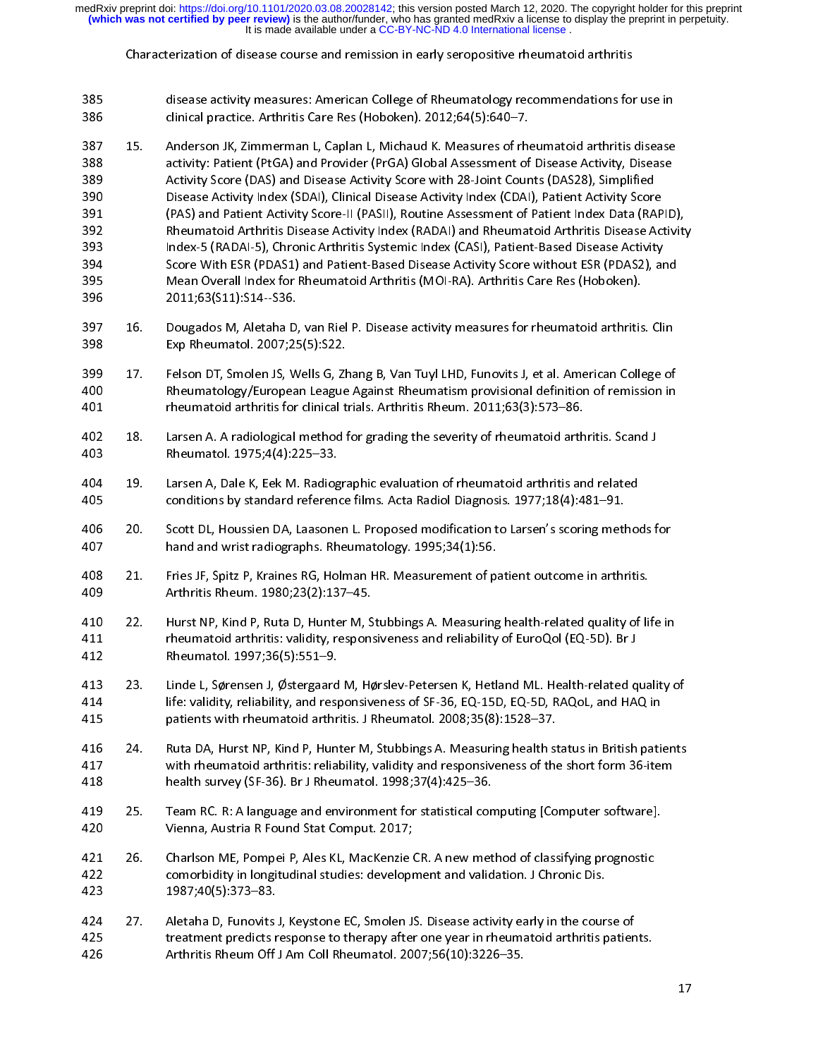disease activity measures: American College of Rheumatology recommendations for use in clinical practice. Arthritis Care Res (Hoboken). 2012;64(5):640–7.

15. Anderson JK, Zimmerman L, Caplan L, Michaud K. Measures of rheumatoid arthritis disease activity: Patient (PtGA) and Provider (PrGA) Global Assessment of Disease Activity, Disease Activity Score (DAS) and Disease Activity Score with 28-Joint Counts (DAS28), Simplified Disease Activity Index (SDAI), Clinical Disease Activity Index (CDAI), Patient Activity Score (PAS) and Patient Activity Score-II (PASII), Routine Assessment of Patient Index Data (RAPID), Rheumatoid Arthritis Disease Activity Index (RADAI) and Rheumatoid Arthritis Disease Activity Index-5 (RADAI-5), Chronic Arthritis Systemic Index (CASI), Patient-Based Disease Activity Score With ESR (PDAS1) and Patient-Based Disease Activity Score without ESR (PDAS2), and Mean Overall Index for Rheumatoid Arthritis (MOI-RA). Arthritis Care Res (Hoboken). 2011;63(S11):S14--S36.

16. Dougados M, Aletaha D, van Riel P. Disease activity measures for rheumatoid arthritis. Clin Exp Rheumatol. 2007;25(5):S22.

17. Felson DT, Smolen JS, Wells G, Zhang B, Van Tuyl LHD, Funovits J, et al. American College of Rheumatology/European League Against Rheumatism provisional definition of remission in rheumatoid arthritis for clinical trials. Arthritis Rheum. 2011;63(3):573–86.

18. Larsen A. A radiological method for grading the severity of rheumatoid arthritis. Scand J Rheumatol. 1975;4(4):225–33.

19. Larsen A, Dale K, Eek M. Radiographic evaluation of rheumatoid arthritis and related conditions by standard reference films. Acta Radiol Diagnosis. 1977;18(4):481–91.

20. Scott DL, Houssien DA, Laasonen L. Proposed modification to Larsen's scoring methods for hand and wrist radiographs. Rheumatology. 1995;34(1):56.

21. Fries JF, Spitz P, Kraines RG, Holman HR. Measurement of patient outcome in arthritis. Arthritis Rheum. 1980;23(2):137–45.

22. Hurst NP, Kind P, Ruta D, Hunter M, Stubbings A. Measuring health-related quality of life in rheumatoid arthritis: validity, responsiveness and reliability of EuroQol (EQ-5D). Br J Rheumatol. 1997;36(5):551–9.

23. Linde L, Sørensen J, Østergaard M, Hørslev-Petersen K, Hetland ML. Health-related quality of life: validity, reliability, and responsiveness of SF-36, EQ-15D, EQ-5D, RAQoL, and HAQ in patients with rheumatoid arthritis. J Rheumatol. 2008;35(8):1528–37.

24. Ruta DA, Hurst NP, Kind P, Hunter M, Stubbings A. Measuring health status in British patients with rheumatoid arthritis: reliability, validity and responsiveness of the short form 36-item health survey (SF-36). Br J Rheumatol. 1998;37(4):425–36.

25. Team RC. R: A language and environment for statistical computing [Computer software]. Vienna, Austria R Found Stat Comput. 2017;

26. Charlson ME, Pompei P, Ales KL, MacKenzie CR. A new method of classifying prognostic comorbidity in longitudinal studies: development and validation. J Chronic Dis. 1987;40(5):373–83.

27. Aletaha D, Funovits J, Keystone EC, Smolen JS. Disease activity early in the course of treatment predicts response to therapy after one year in rheumatoid arthritis patients. Arthritis Rheum Off J Am Coll Rheumatol. 2007;56(10):3226–35.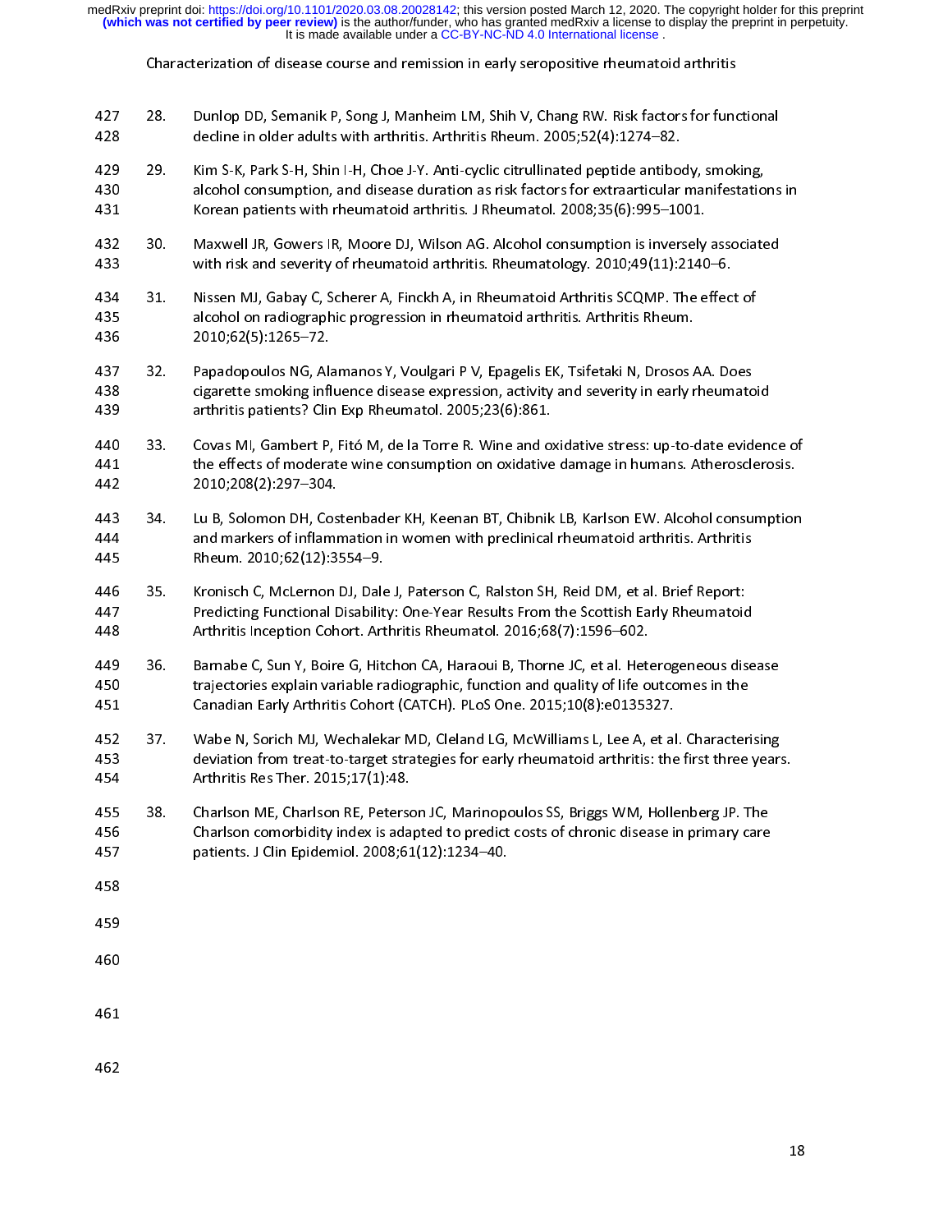28. Dunlop DD, Semanik P, Song J, Manheim LM, Shih V, Chang RW. Risk factors for functional decline in older adults with arthritis. Arthritis Rheum. 2005;52(4):1274–82.

29. Kim S-K, Park S-H, Shin I-H, Choe J-Y. Anti-cyclic citrullinated peptide antibody, smoking, alcohol consumption, and disease duration as risk factors for extraarticular manifestations in Korean patients with rheumatoid arthritis. J Rheumatol. 2008;35(6):995–1001.

30. Maxwell JR, Gowers IR, Moore DJ, Wilson AG. Alcohol consumption is inversely associated with risk and severity of rheumatoid arthritis. Rheumatology. 2010;49(11):2140–6.

31. Nissen MJ, Gabay C, Scherer A, Finckh A, in Rheumatoid Arthritis SCQMP. The effect of alcohol on radiographic progression in rheumatoid arthritis. Arthritis Rheum. 2010;62(5):1265–72.

32. Papadopoulos NG, Alamanos Y, Voulgari P V, Epagelis EK, Tsifetaki N, Drosos AA. Does cigarette smoking influence disease expression, activity and severity in early rheumatoid arthritis patients? Clin Exp Rheumatol. 2005;23(6):861.

33. Covas MI, Gambert P, Fitó M, de la Torre R. Wine and oxidative stress: up-to-date evidence of the effects of moderate wine consumption on oxidative damage in humans. Atherosclerosis. 2010;208(2):297–304.

34. Lu B, Solomon DH, Costenbader KH, Keenan BT, Chibnik LB, Karlson EW. Alcohol consumption and markers of inflammation in women with preclinical rheumatoid arthritis. Arthritis Rheum. 2010;62(12):3554–9.

35. Kronisch C, McLernon DJ, Dale J, Paterson C, Ralston SH, Reid DM, et al. Brief Report: Predicting Functional Disability: One-Year Results From the Scottish Early Rheumatoid Arthritis Inception Cohort. Arthritis Rheumatol. 2016;68(7):1596–602.

36. Barnabe C, Sun Y, Boire G, Hitchon CA, Haraoui B, Thorne JC, et al. Heterogeneous disease trajectories explain variable radiographic, function and quality of life outcomes in the Canadian Early Arthritis Cohort (CATCH). PLoS One. 2015;10(8):e0135327.

37. Wabe N, Sorich MJ, Wechalekar MD, Cleland LG, McWilliams L, Lee A, et al. Characterising deviation from treat-to-target strategies for early rheumatoid arthritis: the first three years. Arthritis Res Ther. 2015;17(1):48.

38. Charlson ME, Charlson RE, Peterson JC, Marinopoulos SS, Briggs WM, Hollenberg JP. The Charlson comorbidity index is adapted to predict costs of chronic disease in primary care patients. J Clin Epidemiol. 2008;61(12):1234–40.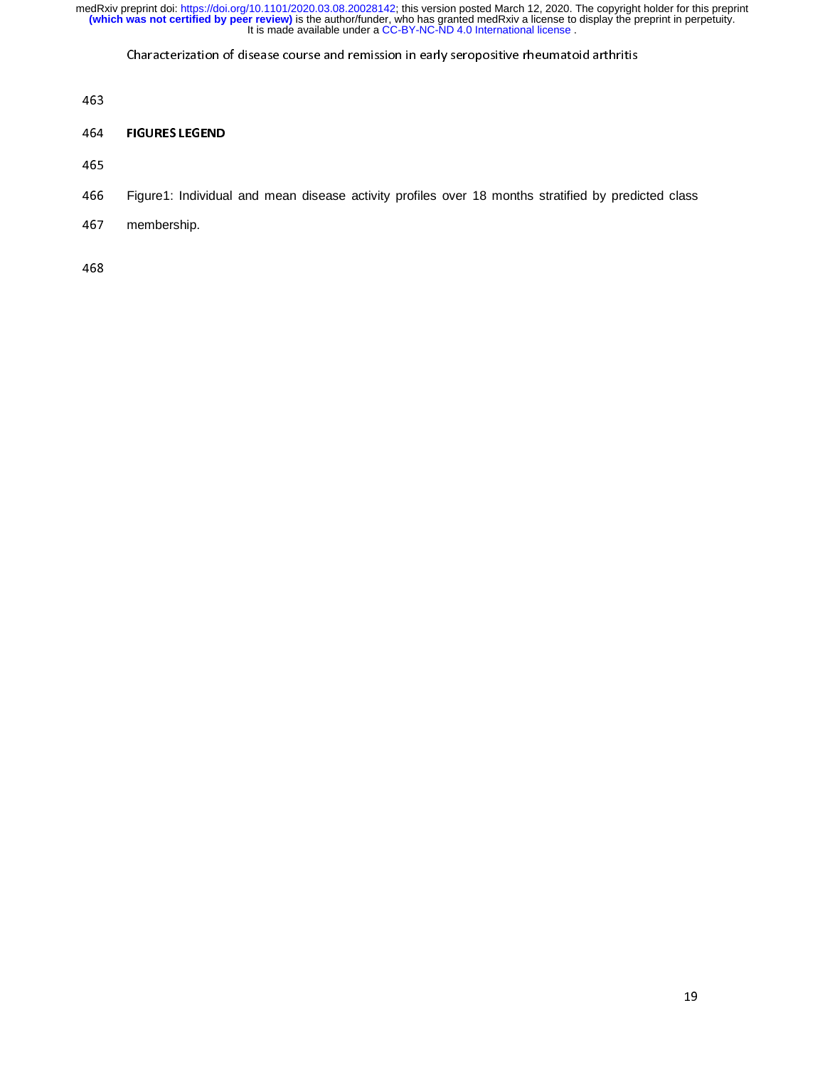## FIGURES LEGEND

Figure1: Individual and mean disease activity profiles over 18 months stratified by predicted class membership.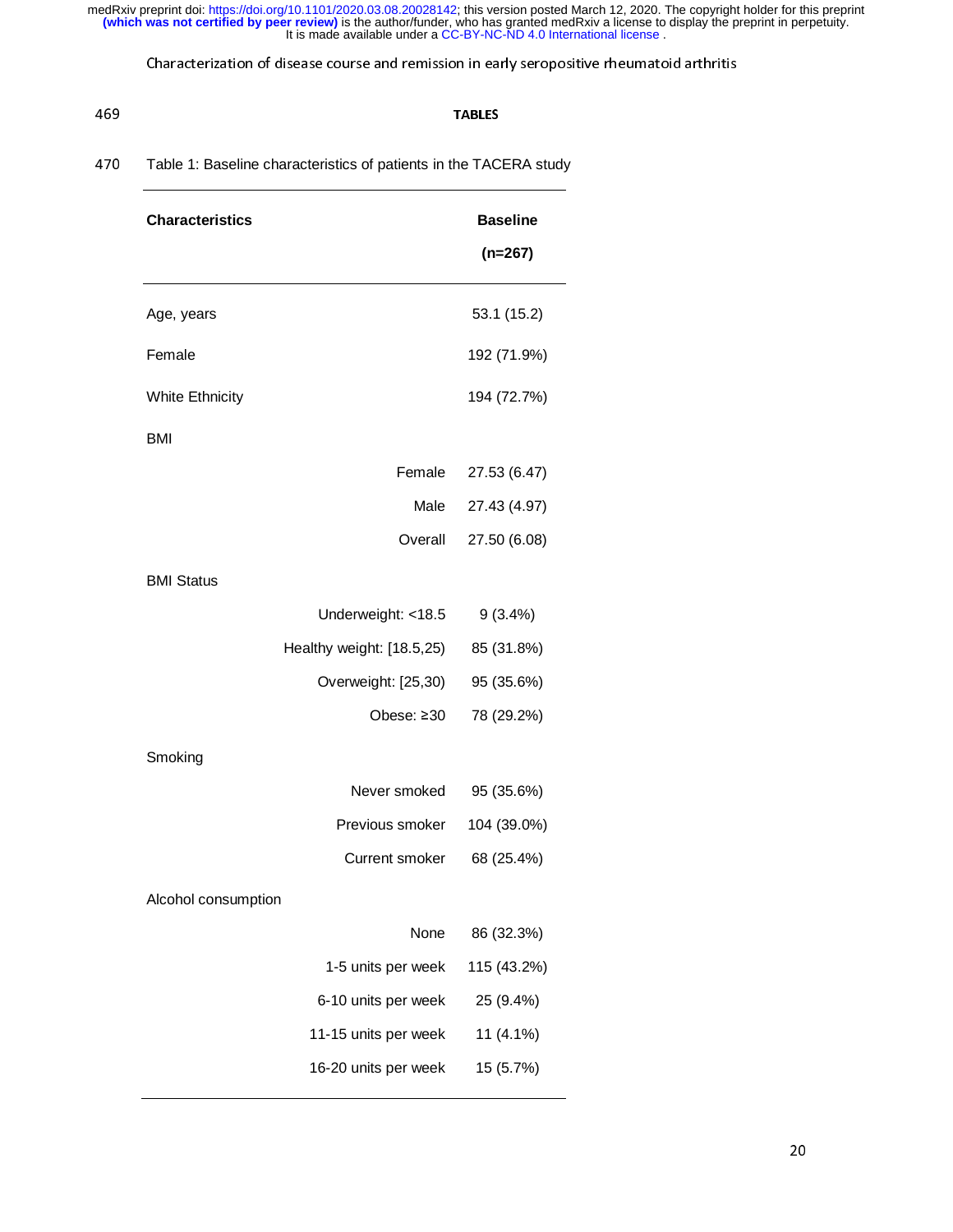## TABLES

Table 1: Baseline characteristics of patients in the TACERA study

| Characteristics | | Baseline (n=267) |
|---|---|---|
| Age, years | | 53.1 (15.2) |
| Female | | 192 (71.9%) |
| White Ethnicity | | 194 (72.7%) |
| BMI | | |
| | Female | 27.53 (6.47) |
| | Male | 27.43 (4.97) |
| | Overall | 27.50 (6.08) |
| BMI Status | | |
| | Underweight: <18.5 | 9 (3.4%) |
| | Healthy weight: [18.5,25) | 85 (31.8%) |
| | Overweight: [25,30) | 95 (35.6%) |
| | Obese: ≥30 | 78 (29.2%) |
| Smoking | | |
| | Never smoked | 95 (35.6%) |
| | Previous smoker | 104 (39.0%) |
| | Current smoker | 68 (25.4%) |
| Alcohol consumption | | |
| | None | 86 (32.3%) |
| | 1-5 units per week | 115 (43.2%) |
| | 6-10 units per week | 25 (9.4%) |
| | 11-15 units per week | 11 (4.1%) |
| | 16-20 units per week | 15 (5.7%) |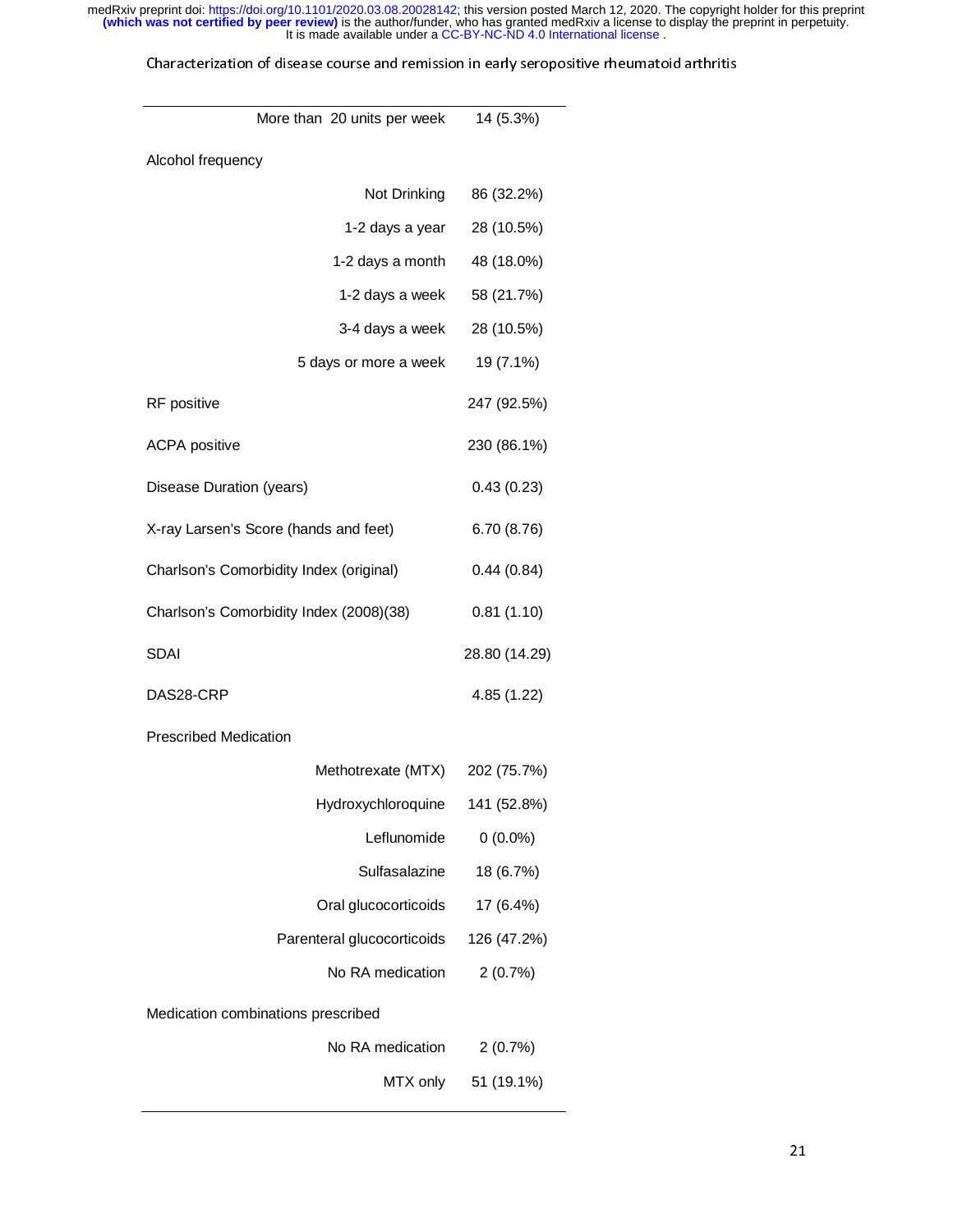| | |
|---|---|
| More than 20 units per week | 14 (5.3%) |
| Alcohol frequency | |
| Not Drinking | 86 (32.2%) |
| 1-2 days a year | 28 (10.5%) |
| 1-2 days a month | 48 (18.0%) |
| 1-2 days a week | 58 (21.7%) |
| 3-4 days a week | 28 (10.5%) |
| 5 days or more a week | 19 (7.1%) |
| RF positive | 247 (92.5%) |
| ACPA positive | 230 (86.1%) |
| Disease Duration (years) | 0.43 (0.23) |
| X-ray Larsen's Score (hands and feet) | 6.70 (8.76) |
| Charlson's Comorbidity Index (original) | 0.44 (0.84) |
| Charlson's Comorbidity Index (2008)(38) | 0.81 (1.10) |
| SDAI | 28.80 (14.29) |
| DAS28-CRP | 4.85 (1.22) |
| Prescribed Medication | |
| Methotrexate (MTX) | 202 (75.7%) |
| Hydroxychloroquine | 141 (52.8%) |
| Leflunomide | 0 (0.0%) |
| Sulfasalazine | 18 (6.7%) |
| Oral glucocorticoids | 17 (6.4%) |
| Parenteral glucocorticoids | 126 (47.2%) |
| No RA medication | 2 (0.7%) |
| Medication combinations prescribed | |
| No RA medication | 2 (0.7%) |
| MTX only | 51 (19.1%) |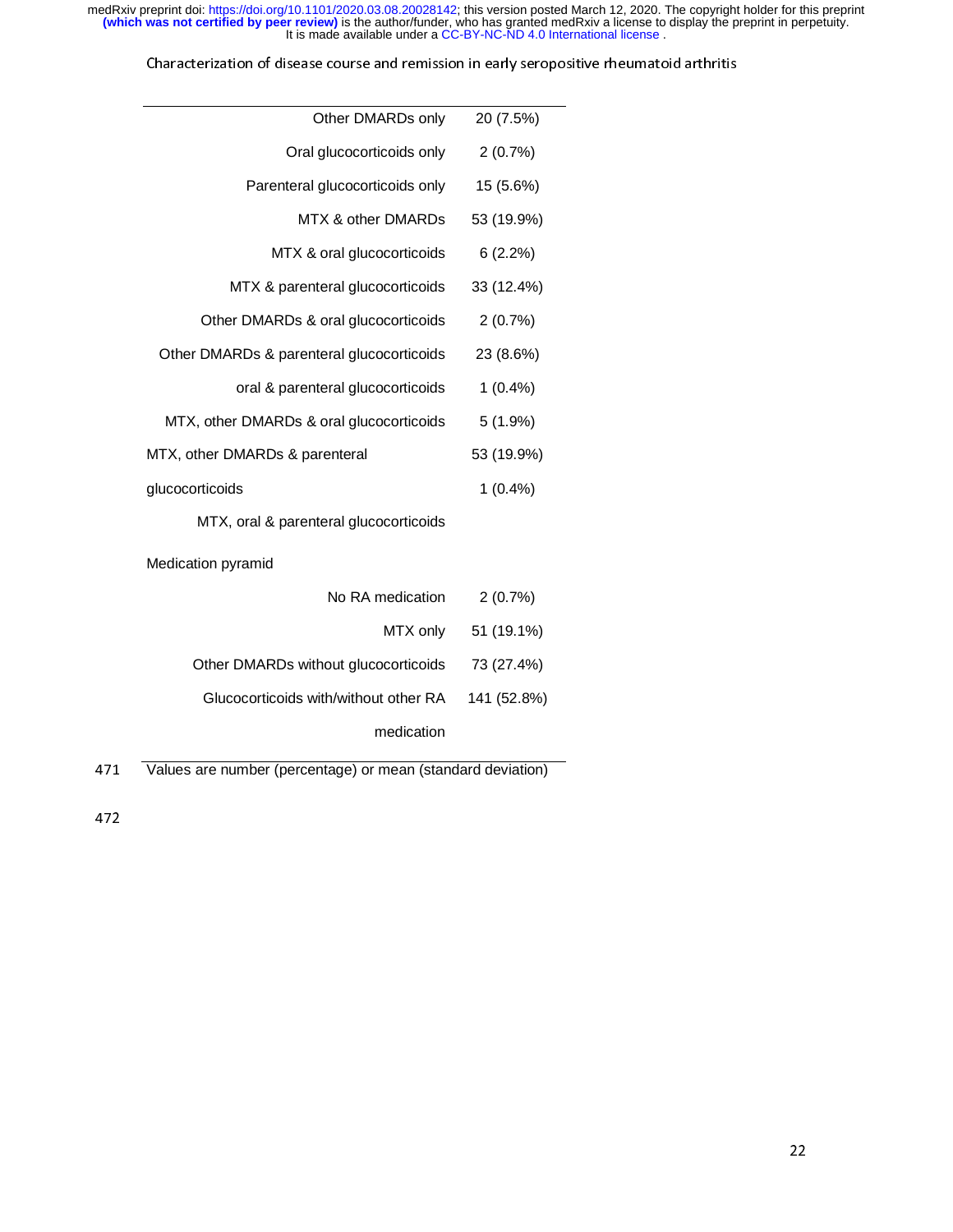| | |
|---|---|
| Other DMARDs only | 20 (7.5%) |
| Oral glucocorticoids only | 2 (0.7%) |
| Parenteral glucocorticoids only | 15 (5.6%) |
| MTX & other DMARDs | 53 (19.9%) |
| MTX & oral glucocorticoids | 6 (2.2%) |
| MTX & parenteral glucocorticoids | 33 (12.4%) |
| Other DMARDs & oral glucocorticoids | 2 (0.7%) |
| Other DMARDs & parenteral glucocorticoids | 23 (8.6%) |
| oral & parenteral glucocorticoids | 1 (0.4%) |
| MTX, other DMARDs & oral glucocorticoids | 5 (1.9%) |
| MTX, other DMARDs & parenteral glucocorticoids | 53 (19.9%) |
| MTX, oral & parenteral glucocorticoids | 1 (0.4%) |
| Medication pyramid | |
| No RA medication | 2 (0.7%) |
| MTX only | 51 (19.1%) |
| Other DMARDs without glucocorticoids | 73 (27.4%) |
| Glucocorticoids with/without other RA medication | 141 (52.8%) |

471 Values are number (percentage) or mean (standard deviation)

472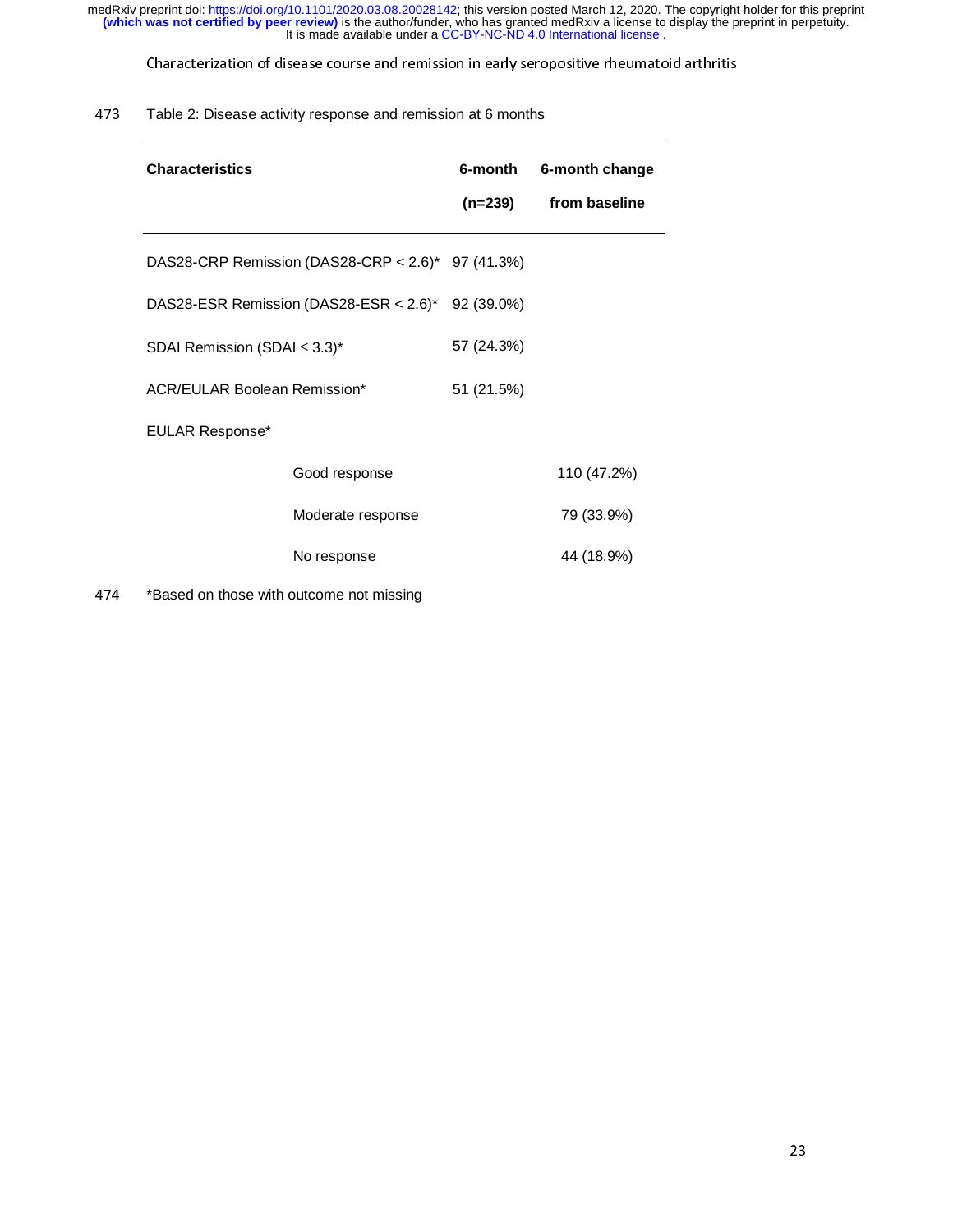Table 2: Disease activity response and remission at 6 months

| Characteristics | 6-month (n=239) | 6-month change from baseline |
|---|---|---|
| DAS28-CRP Remission (DAS28-CRP < 2.6)* | 97 (41.3%) | |
| DAS28-ESR Remission (DAS28-ESR < 2.6)* | 92 (39.0%) | |
| SDAI Remission (SDAI ≤ 3.3)* | 57 (24.3%) | |
| ACR/EULAR Boolean Remission* | 51 (21.5%) | |
| EULAR Response* | | |
| Good response | | 110 (47.2%) |
| Moderate response | | 79 (33.9%) |
| No response | | 44 (18.9%) |

*Based on those with outcome not missing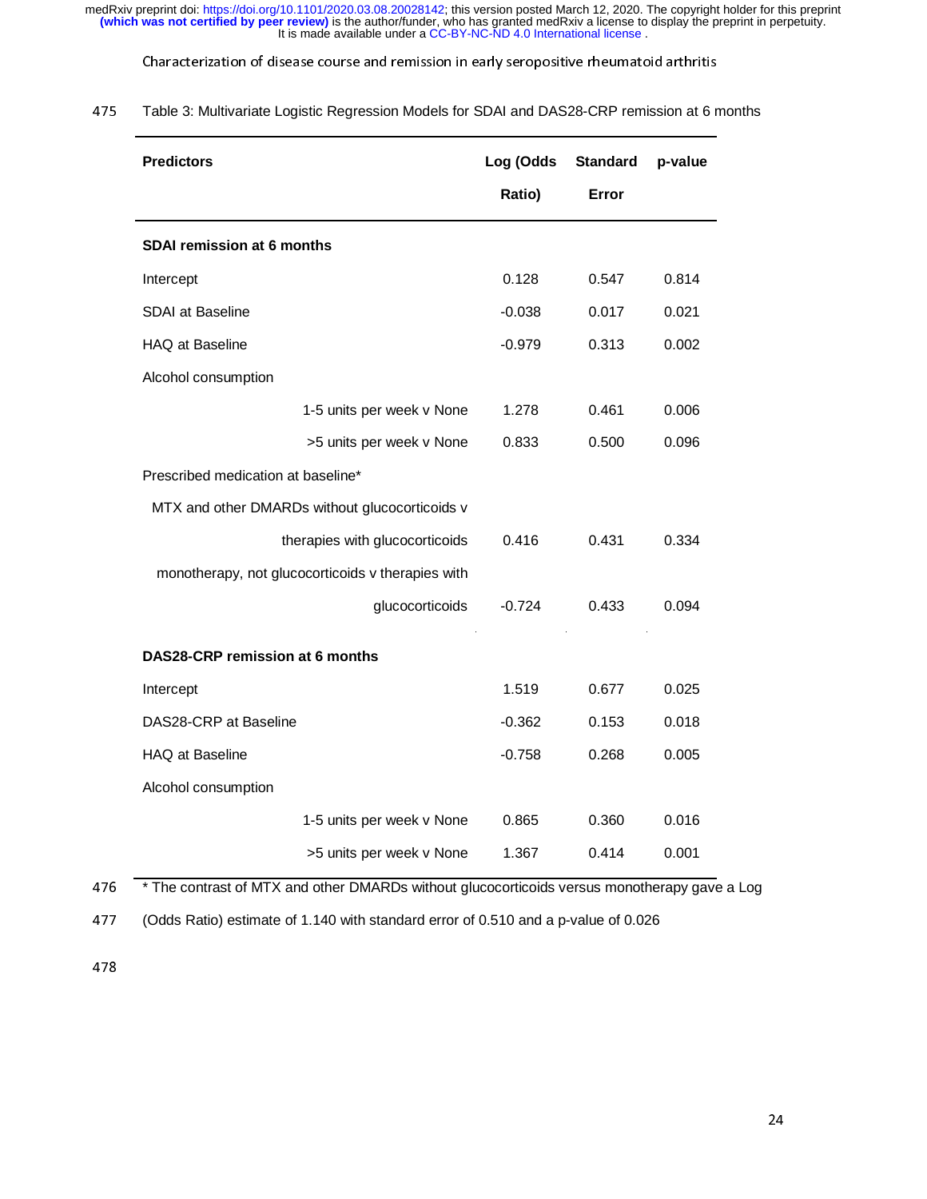Table 3: Multivariate Logistic Regression Models for SDAI and DAS28-CRP remission at 6 months

| Predictors | Log (Odds Ratio) | Standard Error | p-value |
|---|---|---|---|
| **SDAI remission at 6 months** | | | |
| Intercept | 0.128 | 0.547 | 0.814 |
| SDAI at Baseline | -0.038 | 0.017 | 0.021 |
| HAQ at Baseline | -0.979 | 0.313 | 0.002 |
| Alcohol consumption | | | |
| 1-5 units per week v None | 1.278 | 0.461 | 0.006 |
| >5 units per week v None | 0.833 | 0.500 | 0.096 |
| Prescribed medication at baseline* | | | |
| MTX and other DMARDs without glucocorticoids v therapies with glucocorticoids | 0.416 | 0.431 | 0.334 |
| monotherapy, not glucocorticoids v therapies with glucocorticoids | -0.724 | 0.433 | 0.094 |
| **DAS28-CRP remission at 6 months** | | | |
| Intercept | 1.519 | 0.677 | 0.025 |
| DAS28-CRP at Baseline | -0.362 | 0.153 | 0.018 |
| HAQ at Baseline | -0.758 | 0.268 | 0.005 |
| Alcohol consumption | | | |
| 1-5 units per week v None | 0.865 | 0.360 | 0.016 |
| >5 units per week v None | 1.367 | 0.414 | 0.001 |

* The contrast of MTX and other DMARDs without glucocorticoids versus monotherapy gave a Log (Odds Ratio) estimate of 1.140 with standard error of 0.510 and a p-value of 0.026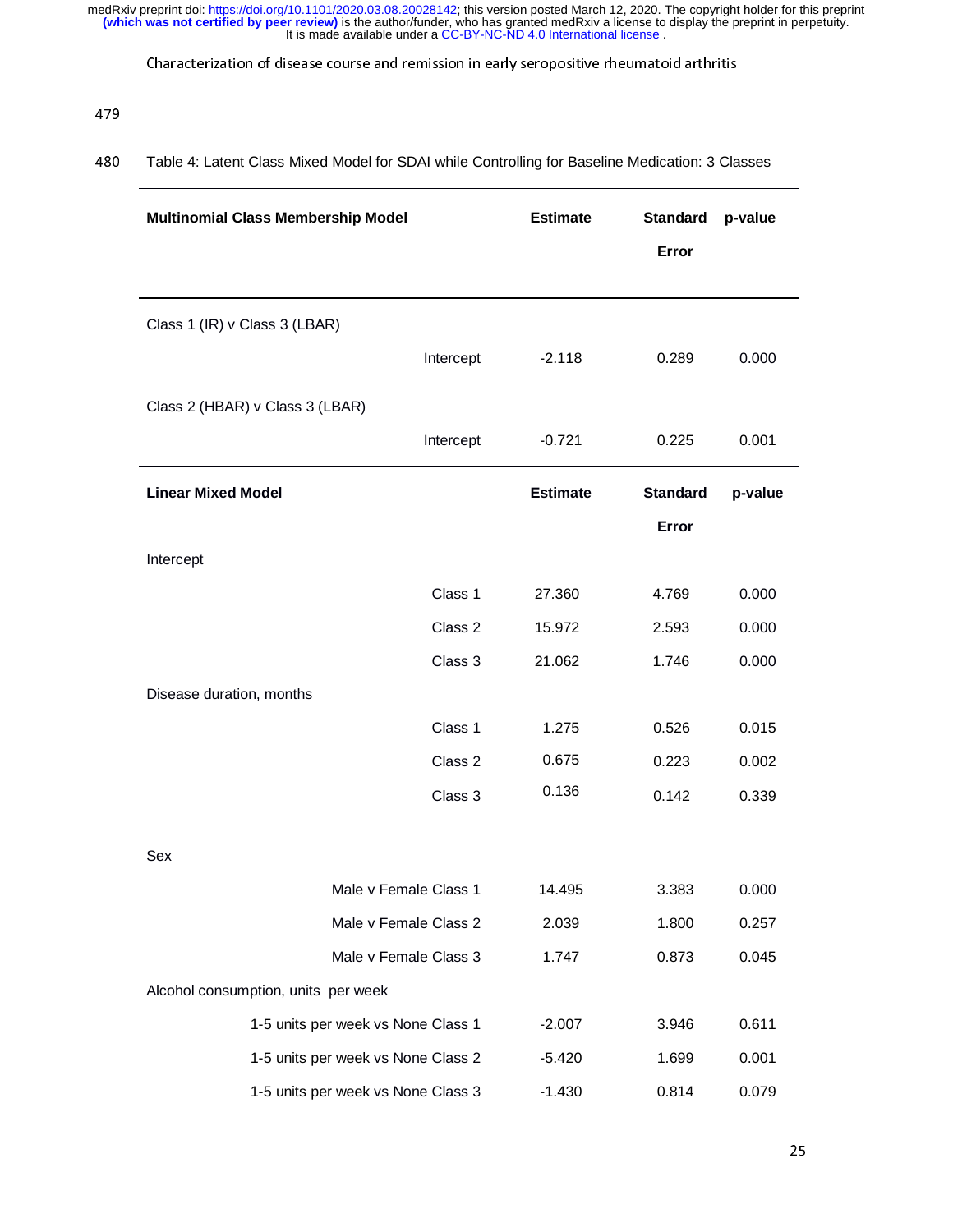Table 4: Latent Class Mixed Model for SDAI while Controlling for Baseline Medication: 3 Classes

| Multinomial Class Membership Model | | Estimate | Standard Error | p-value |
|---|---|---|---|---|
| Class 1 (IR) v Class 3 (LBAR) | | | | |
| | Intercept | -2.118 | 0.289 | 0.000 |
| Class 2 (HBAR) v Class 3 (LBAR) | | | | |
| | Intercept | -0.721 | 0.225 | 0.001 |
| **Linear Mixed Model** | | **Estimate** | **Standard Error** | **p-value** |
| Intercept | | | | |
| | Class 1 | 27.360 | 4.769 | 0.000 |
| | Class 2 | 15.972 | 2.593 | 0.000 |
| | Class 3 | 21.062 | 1.746 | 0.000 |
| Disease duration, months | | | | |
| | Class 1 | 1.275 | 0.526 | 0.015 |
| | Class 2 | 0.675 | 0.223 | 0.002 |
| | Class 3 | 0.136 | 0.142 | 0.339 |
| Sex | | | | |
| | Male v Female Class 1 | 14.495 | 3.383 | 0.000 |
| | Male v Female Class 2 | 2.039 | 1.800 | 0.257 |
| | Male v Female Class 3 | 1.747 | 0.873 | 0.045 |
| Alcohol consumption, units per week | | | | |
| | 1-5 units per week vs None Class 1 | -2.007 | 3.946 | 0.611 |
| | 1-5 units per week vs None Class 2 | -5.420 | 1.699 | 0.001 |
| | 1-5 units per week vs None Class 3 | -1.430 | 0.814 | 0.079 |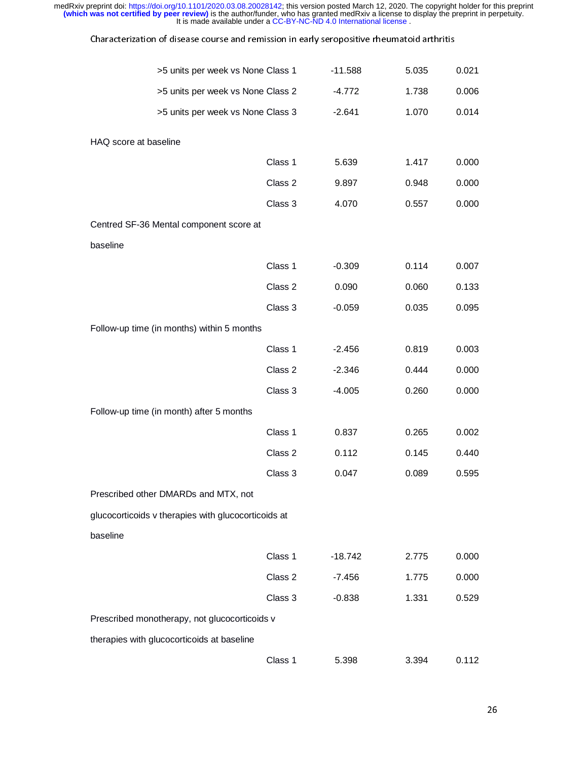| | | | |
|---|---|---|---|
| >5 units per week vs None Class 1 | -11.588 | 5.035 | 0.021 |
| >5 units per week vs None Class 2 | -4.772 | 1.738 | 0.006 |
| >5 units per week vs None Class 3 | -2.641 | 1.070 | 0.014 |
| HAQ score at baseline | | | |
| Class 1 | 5.639 | 1.417 | 0.000 |
| Class 2 | 9.897 | 0.948 | 0.000 |
| Class 3 | 4.070 | 0.557 | 0.000 |
| Centred SF-36 Mental component score at baseline | | | |
| Class 1 | -0.309 | 0.114 | 0.007 |
| Class 2 | 0.090 | 0.060 | 0.133 |
| Class 3 | -0.059 | 0.035 | 0.095 |
| Follow-up time (in months) within 5 months | | | |
| Class 1 | -2.456 | 0.819 | 0.003 |
| Class 2 | -2.346 | 0.444 | 0.000 |
| Class 3 | -4.005 | 0.260 | 0.000 |
| Follow-up time (in month) after 5 months | | | |
| Class 1 | 0.837 | 0.265 | 0.002 |
| Class 2 | 0.112 | 0.145 | 0.440 |
| Class 3 | 0.047 | 0.089 | 0.595 |
| Prescribed other DMARDs and MTX, not glucocorticoids v therapies with glucocorticoids at baseline | | | |
| Class 1 | -18.742 | 2.775 | 0.000 |
| Class 2 | -7.456 | 1.775 | 0.000 |
| Class 3 | -0.838 | 1.331 | 0.529 |
| Prescribed monotherapy, not glucocorticoids v therapies with glucocorticoids at baseline | | | |
| Class 1 | 5.398 | 3.394 | 0.112 |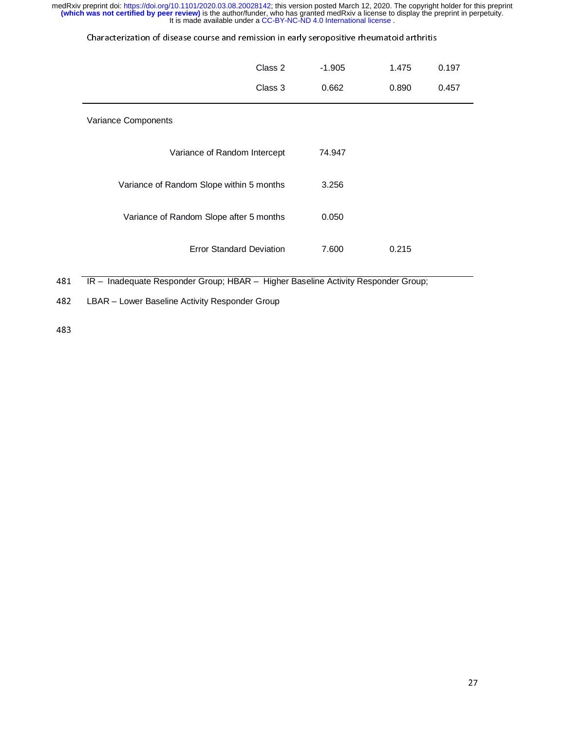| | | | |
|---|---|---|---|
| Class 2 | -1.905 | 1.475 | 0.197 |
| Class 3 | 0.662 | 0.890 | 0.457 |
| Variance Components | | | |
| Variance of Random Intercept | 74.947 | | |
| Variance of Random Slope within 5 months | 3.256 | | |
| Variance of Random Slope after 5 months | 0.050 | | |
| Error Standard Deviation | 7.600 | 0.215 | |

IR – Inadequate Responder Group; HBAR – Higher Baseline Activity Responder Group; LBAR – Lower Baseline Activity Responder Group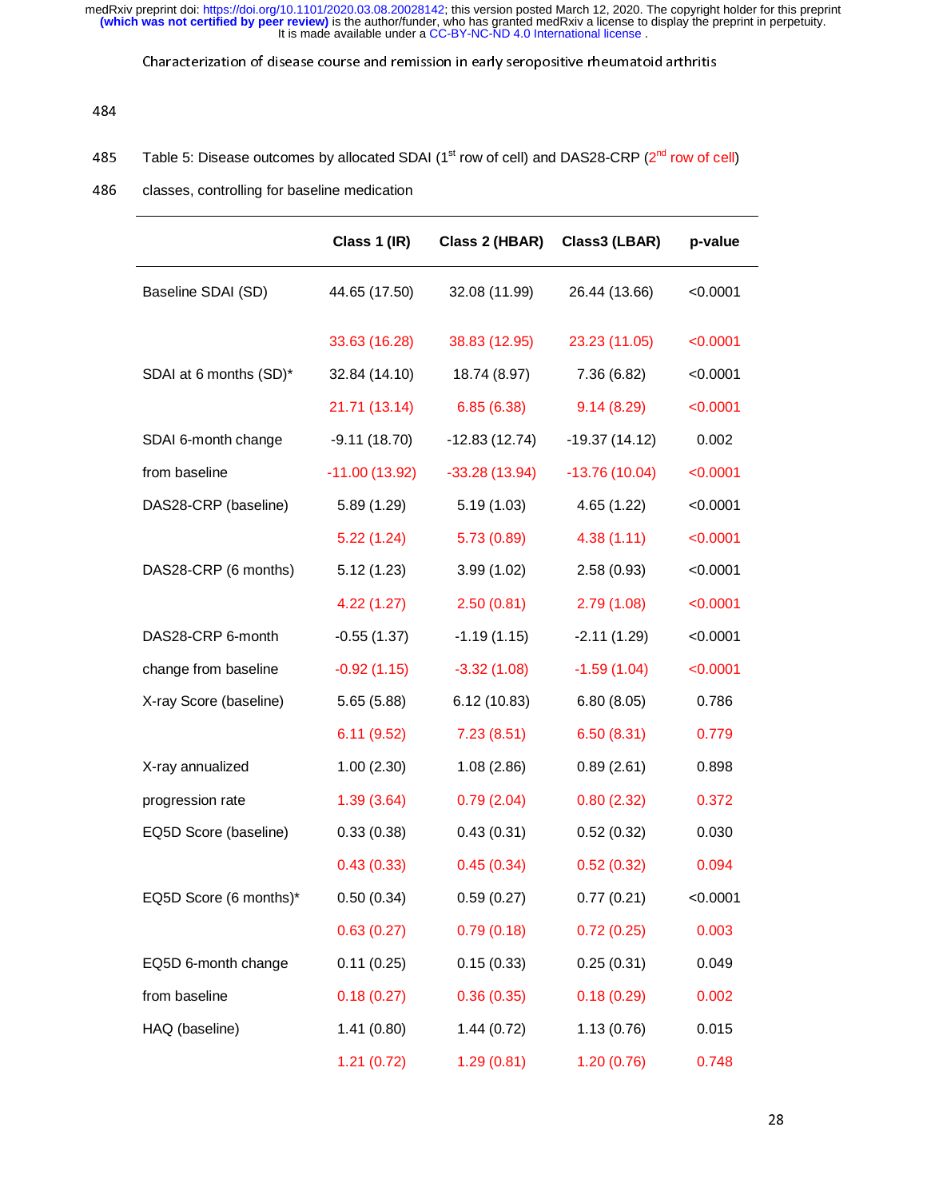Table 5: Disease outcomes by allocated SDAI (1st row of cell) and DAS28-CRP (2nd row of cell) classes, controlling for baseline medication

|  | Class 1 (IR) | Class 2 (HBAR) | Class3 (LBAR) | p-value |
|---|---|---|---|---|
| Baseline SDAI (SD) | 44.65 (17.50) | 32.08 (11.99) | 26.44 (13.66) | <0.0001 |
|  | 33.63 (16.28) | 38.83 (12.95) | 23.23 (11.05) | <0.0001 |
| SDAI at 6 months (SD)* | 32.84 (14.10) | 18.74 (8.97) | 7.36 (6.82) | <0.0001 |
|  | 21.71 (13.14) | 6.85 (6.38) | 9.14 (8.29) | <0.0001 |
| SDAI 6-month change from baseline | -9.11 (18.70) | -12.83 (12.74) | -19.37 (14.12) | 0.002 |
|  | -11.00 (13.92) | -33.28 (13.94) | -13.76 (10.04) | <0.0001 |
| DAS28-CRP (baseline) | 5.89 (1.29) | 5.19 (1.03) | 4.65 (1.22) | <0.0001 |
|  | 5.22 (1.24) | 5.73 (0.89) | 4.38 (1.11) | <0.0001 |
| DAS28-CRP (6 months) | 5.12 (1.23) | 3.99 (1.02) | 2.58 (0.93) | <0.0001 |
|  | 4.22 (1.27) | 2.50 (0.81) | 2.79 (1.08) | <0.0001 |
| DAS28-CRP 6-month change from baseline | -0.55 (1.37) | -1.19 (1.15) | -2.11 (1.29) | <0.0001 |
|  | -0.92 (1.15) | -3.32 (1.08) | -1.59 (1.04) | <0.0001 |
| X-ray Score (baseline) | 5.65 (5.88) | 6.12 (10.83) | 6.80 (8.05) | 0.786 |
|  | 6.11 (9.52) | 7.23 (8.51) | 6.50 (8.31) | 0.779 |
| X-ray annualized progression rate | 1.00 (2.30) | 1.08 (2.86) | 0.89 (2.61) | 0.898 |
|  | 1.39 (3.64) | 0.79 (2.04) | 0.80 (2.32) | 0.372 |
| EQ5D Score (baseline) | 0.33 (0.38) | 0.43 (0.31) | 0.52 (0.32) | 0.030 |
|  | 0.43 (0.33) | 0.45 (0.34) | 0.52 (0.32) | 0.094 |
| EQ5D Score (6 months)* | 0.50 (0.34) | 0.59 (0.27) | 0.77 (0.21) | <0.0001 |
|  | 0.63 (0.27) | 0.79 (0.18) | 0.72 (0.25) | 0.003 |
| EQ5D 6-month change from baseline | 0.11 (0.25) | 0.15 (0.33) | 0.25 (0.31) | 0.049 |
|  | 0.18 (0.27) | 0.36 (0.35) | 0.18 (0.29) | 0.002 |
| HAQ (baseline) | 1.41 (0.80) | 1.44 (0.72) | 1.13 (0.76) | 0.015 |
|  | 1.21 (0.72) | 1.29 (0.81) | 1.20 (0.76) | 0.748 |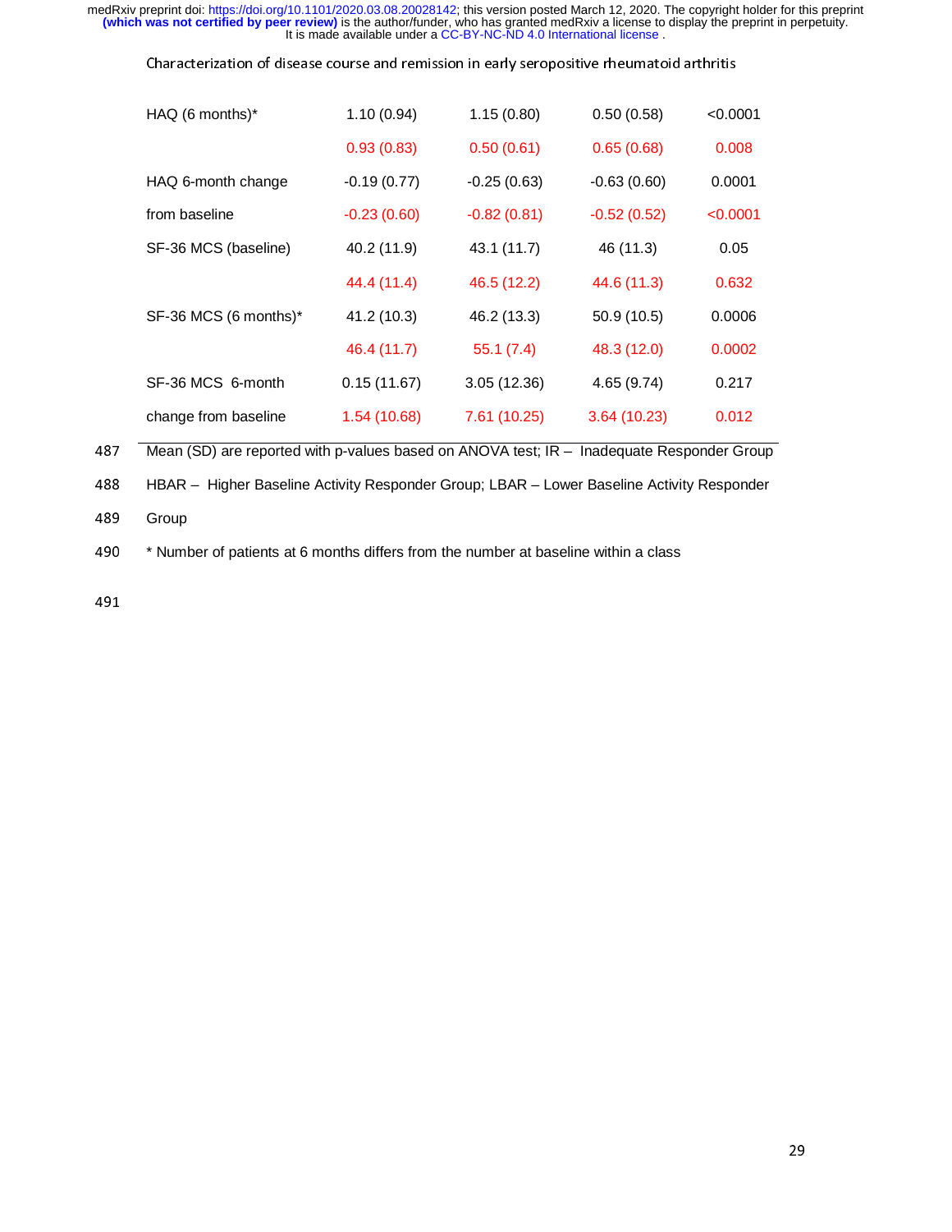| | | | | |
|---|---|---|---|---|
| HAQ (6 months)* | 1.10 (0.94) | 1.15 (0.80) | 0.50 (0.58) | <0.0001 |
| | 0.93 (0.83) | 0.50 (0.61) | 0.65 (0.68) | 0.008 |
| HAQ 6-month change | -0.19 (0.77) | -0.25 (0.63) | -0.63 (0.60) | 0.0001 |
| from baseline | -0.23 (0.60) | -0.82 (0.81) | -0.52 (0.52) | <0.0001 |
| SF-36 MCS (baseline) | 40.2 (11.9) | 43.1 (11.7) | 46 (11.3) | 0.05 |
| | 44.4 (11.4) | 46.5 (12.2) | 44.6 (11.3) | 0.632 |
| SF-36 MCS (6 months)* | 41.2 (10.3) | 46.2 (13.3) | 50.9 (10.5) | 0.0006 |
| | 46.4 (11.7) | 55.1 (7.4) | 48.3 (12.0) | 0.0002 |
| SF-36 MCS 6-month | 0.15 (11.67) | 3.05 (12.36) | 4.65 (9.74) | 0.217 |
| change from baseline | 1.54 (10.68) | 7.61 (10.25) | 3.64 (10.23) | 0.012 |

487 Mean (SD) are reported with p-values based on ANOVA test; IR – Inadequate Responder Group

488 HBAR – Higher Baseline Activity Responder Group; LBAR – Lower Baseline Activity Responder

489 Group

490 * Number of patients at 6 months differs from the number at baseline within a class

491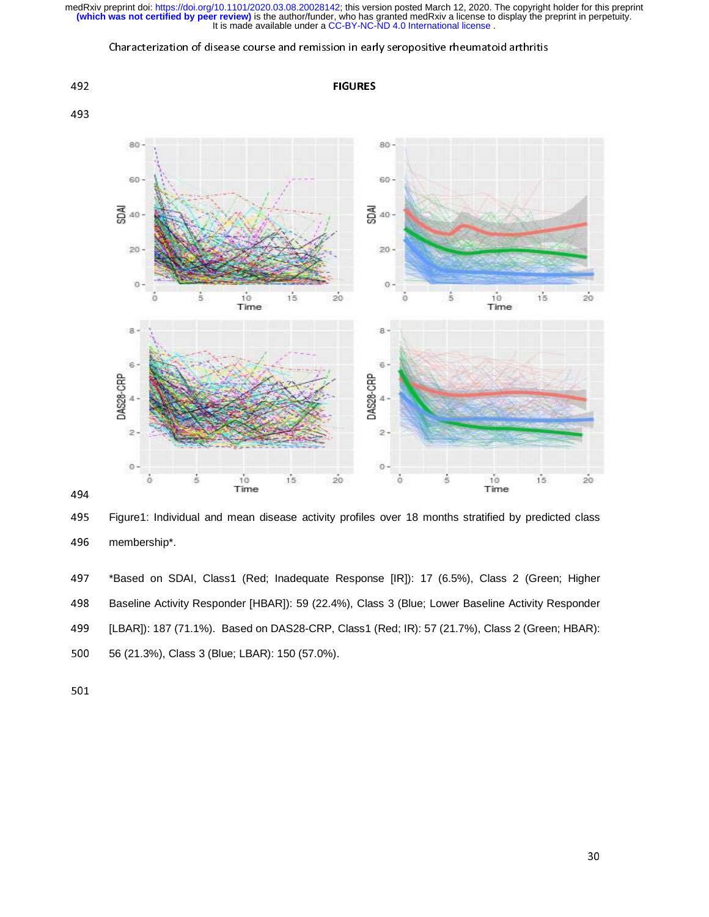**FIGURES**

SDAI

80
60
40
20
0

0 5 10 15 20
Time

SDAI

80
60
40
20
0

0 5 10 15 20
Time

DAS28-CRP

8
6
4
2
0

0 5 10 15 20
Time

DAS28-CRP

8
6
4
2
0

0 5 10 15 20
Time

Figure1: Individual and mean disease activity profiles over 18 months stratified by predicted class membership*.

*Based on SDAI, Class1 (Red; Inadequate Response [IR]): 17 (6.5%), Class 2 (Green; Higher Baseline Activity Responder [HBAR]): 59 (22.4%), Class 3 (Blue; Lower Baseline Activity Responder [LBAR]): 187 (71.1%). Based on DAS28-CRP, Class1 (Red; IR): 57 (21.7%), Class 2 (Green; HBAR): 56 (21.3%), Class 3 (Blue; LBAR): 150 (57.0%).